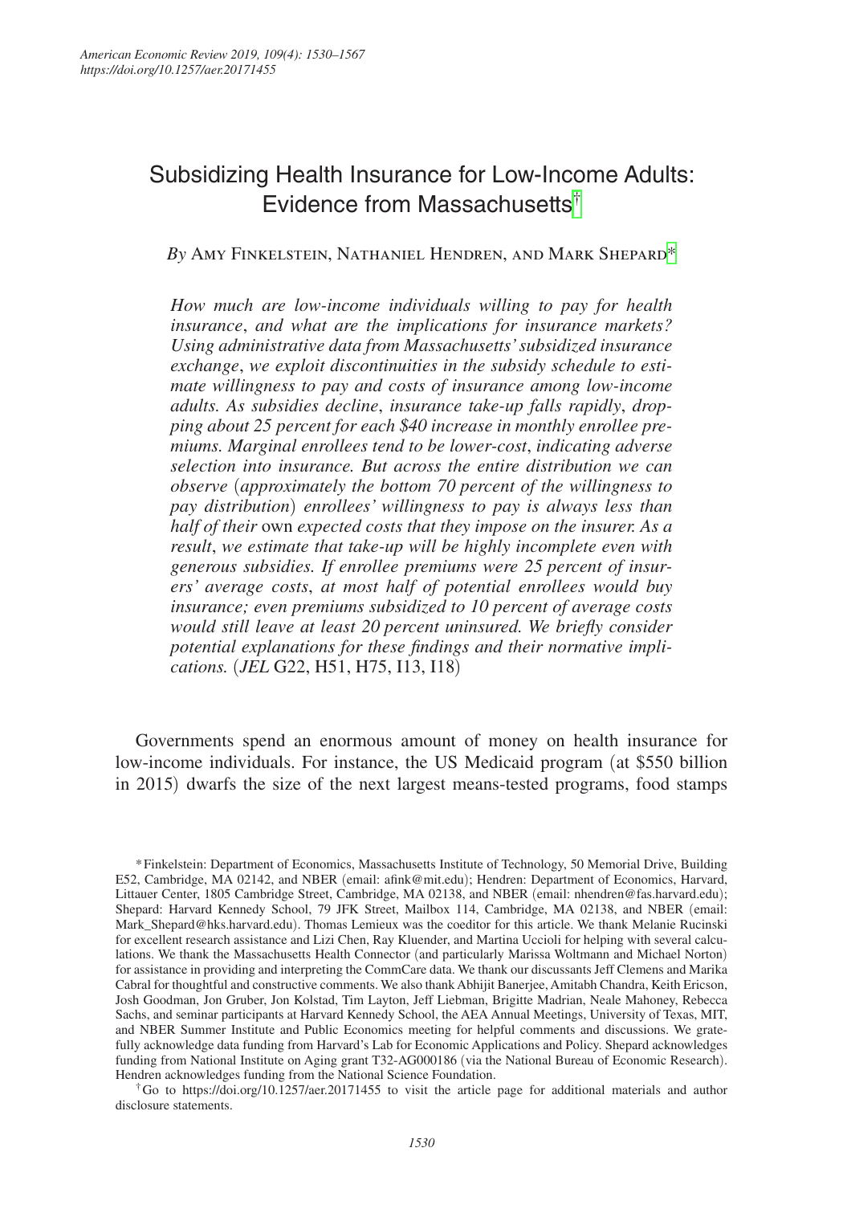# Subsidizing Health Insurance for Low-Income Adults: Evidence from Massachusetts[†]

*By* Amy Finkelstein, Nathaniel Hendren, and Mark Shepard[*]

*How much are low-income individuals willing to pay for health insurance, and what are the implications for insurance markets? Using administrative data from Massachusetts' subsidized insurance exchange, we exploit discontinuities in the subsidy schedule to estimate willingness to pay and costs of insurance among low-income adults. As subsidies decline, insurance take-up falls rapidly, dropping about 25 percent for each \$40 increase in monthly enrollee premiums. Marginal enrollees tend to be lower-cost, indicating adverse selection into insurance. But across the entire distribution we can observe (approximately the bottom 70 percent of the willingness to pay distribution) enrollees' willingness to pay is always less than half of their* own *expected costs that they impose on the insurer. As a result, we estimate that take-up will be highly incomplete even with generous subsidies. If enrollee premiums were 25 percent of insurers' average costs, at most half of potential enrollees would buy insurance; even premiums subsidized to 10 percent of average costs would still leave at least 20 percent uninsured. We briefly consider potential explanations for these findings and their normative implications.* (*JEL* G22, H51, H75, I13, I18)

Governments spend an enormous amount of money on health insurance for low-income individuals. For instance, the US Medicaid program (at \$550 billion in 2015) dwarfs the size of the next largest means-tested programs, food stamps

[*] Finkelstein: Department of Economics, Massachusetts Institute of Technology, 50 Memorial Drive, Building E52, Cambridge, MA 02142, and NBER (email: afink@mit.edu); Hendren: Department of Economics, Harvard, Littauer Center, 1805 Cambridge Street, Cambridge, MA 02138, and NBER (email: nhendren@fas.harvard.edu); Shepard: Harvard Kennedy School, 79 JFK Street, Mailbox 114, Cambridge, MA 02138, and NBER (email: Mark_Shepard@hks.harvard.edu). Thomas Lemieux was the coeditor for this article. We thank Melanie Rucinski for excellent research assistance and Lizi Chen, Ray Kluender, and Martina Uccioli for helping with several calculations. We thank the Massachusetts Health Connector (and particularly Marissa Woltmann and Michael Norton) for assistance in providing and interpreting the CommCare data. We thank our discussants Jeff Clemens and Marika Cabral for thoughtful and constructive comments. We also thank Abhijit Banerjee, Amitabh Chandra, Keith Ericson, Josh Goodman, Jon Gruber, Jon Kolstad, Tim Layton, Jeff Liebman, Brigitte Madrian, Neale Mahoney, Rebecca Sachs, and seminar participants at Harvard Kennedy School, the AEA Annual Meetings, University of Texas, MIT, and NBER Summer Institute and Public Economics meeting for helpful comments and discussions. We gratefully acknowledge data funding from Harvard's Lab for Economic Applications and Policy. Shepard acknowledges funding from National Institute on Aging grant T32-AG000186 (via the National Bureau of Economic Research). Hendren acknowledges funding from the National Science Foundation.

[†] Go to https://doi.org/10.1257/aer.20171455 to visit the article page for additional materials and author disclosure statements.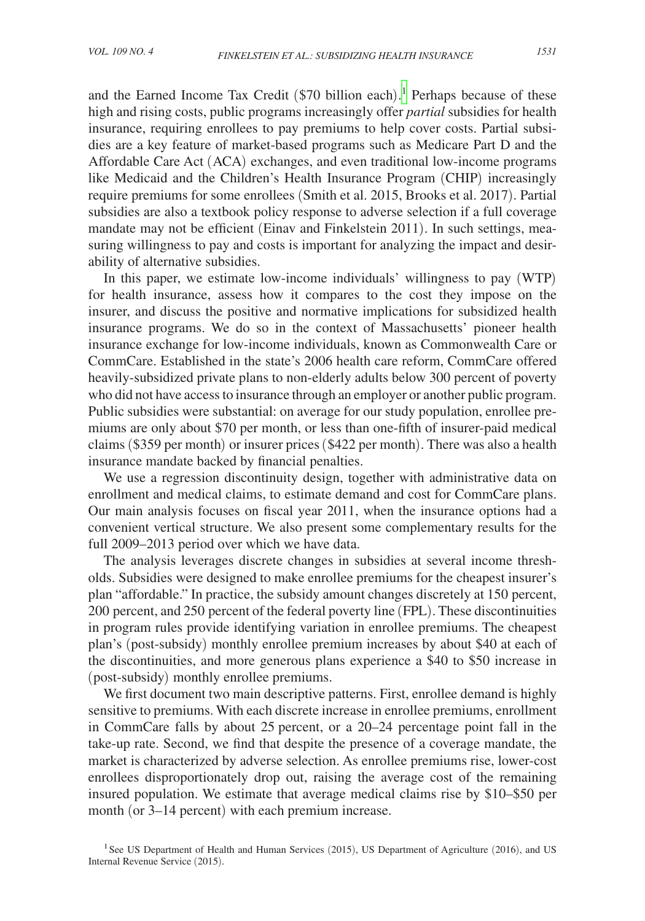and the Earned Income Tax Credit ($70 billion each).[1] Perhaps because of these high and rising costs, public programs increasingly offer *partial* subsidies for health insurance, requiring enrollees to pay premiums to help cover costs. Partial subsidies are a key feature of market-based programs such as Medicare Part D and the Affordable Care Act (ACA) exchanges, and even traditional low-income programs like Medicaid and the Children's Health Insurance Program (CHIP) increasingly require premiums for some enrollees (Smith et al. 2015, Brooks et al. 2017). Partial subsidies are also a textbook policy response to adverse selection if a full coverage mandate may not be efficient (Einav and Finkelstein 2011). In such settings, measuring willingness to pay and costs is important for analyzing the impact and desirability of alternative subsidies.

In this paper, we estimate low-income individuals' willingness to pay (WTP) for health insurance, assess how it compares to the cost they impose on the insurer, and discuss the positive and normative implications for subsidized health insurance programs. We do so in the context of Massachusetts' pioneer health insurance exchange for low-income individuals, known as Commonwealth Care or CommCare. Established in the state's 2006 health care reform, CommCare offered heavily-subsidized private plans to non-elderly adults below 300 percent of poverty who did not have access to insurance through an employer or another public program. Public subsidies were substantial: on average for our study population, enrollee premiums are only about $70 per month, or less than one-fifth of insurer-paid medical claims ($359 per month) or insurer prices ($422 per month). There was also a health insurance mandate backed by financial penalties.

We use a regression discontinuity design, together with administrative data on enrollment and medical claims, to estimate demand and cost for CommCare plans. Our main analysis focuses on fiscal year 2011, when the insurance options had a convenient vertical structure. We also present some complementary results for the full 2009–2013 period over which we have data.

The analysis leverages discrete changes in subsidies at several income thresholds. Subsidies were designed to make enrollee premiums for the cheapest insurer's plan "affordable." In practice, the subsidy amount changes discretely at 150 percent, 200 percent, and 250 percent of the federal poverty line (FPL). These discontinuities in program rules provide identifying variation in enrollee premiums. The cheapest plan's (post-subsidy) monthly enrollee premium increases by about $40 at each of the discontinuities, and more generous plans experience a $40 to $50 increase in (post-subsidy) monthly enrollee premiums.

We first document two main descriptive patterns. First, enrollee demand is highly sensitive to premiums. With each discrete increase in enrollee premiums, enrollment in CommCare falls by about 25 percent, or a 20–24 percentage point fall in the take-up rate. Second, we find that despite the presence of a coverage mandate, the market is characterized by adverse selection. As enrollee premiums rise, lower-cost enrollees disproportionately drop out, raising the average cost of the remaining insured population. We estimate that average medical claims rise by $10–$50 per month (or 3–14 percent) with each premium increase.

[1] See US Department of Health and Human Services (2015), US Department of Agriculture (2016), and US Internal Revenue Service (2015).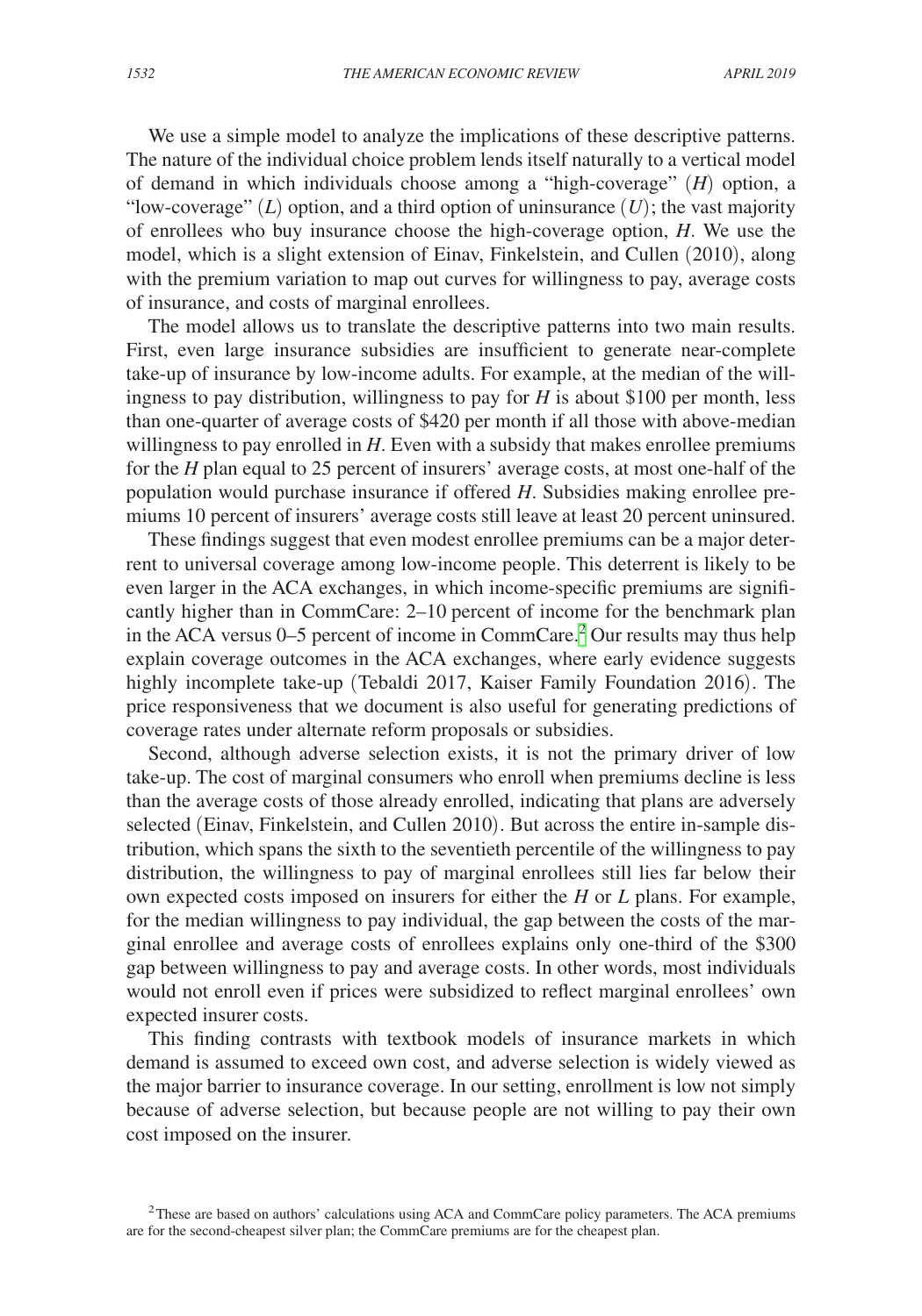We use a simple model to analyze the implications of these descriptive patterns. The nature of the individual choice problem lends itself naturally to a vertical model of demand in which individuals choose among a "high-coverage" $(H)$ option, a "low-coverage" $(L)$ option, and a third option of uninsurance $(U)$; the vast majority of enrollees who buy insurance choose the high-coverage option, $H$. We use the model, which is a slight extension of Einav, Finkelstein, and Cullen (2010), along with the premium variation to map out curves for willingness to pay, average costs of insurance, and costs of marginal enrollees.

The model allows us to translate the descriptive patterns into two main results. First, even large insurance subsidies are insufficient to generate near-complete take-up of insurance by low-income adults. For example, at the median of the willingness to pay distribution, willingness to pay for $H$ is about \$100 per month, less than one-quarter of average costs of \$420 per month if all those with above-median willingness to pay enrolled in $H$. Even with a subsidy that makes enrollee premiums for the $H$ plan equal to 25 percent of insurers' average costs, at most one-half of the population would purchase insurance if offered $H$. Subsidies making enrollee premiums 10 percent of insurers' average costs still leave at least 20 percent uninsured.

These findings suggest that even modest enrollee premiums can be a major deterrent to universal coverage among low-income people. This deterrent is likely to be even larger in the ACA exchanges, in which income-specific premiums are significantly higher than in CommCare: 2–10 percent of income for the benchmark plan in the ACA versus 0–5 percent of income in CommCare.[2] Our results may thus help explain coverage outcomes in the ACA exchanges, where early evidence suggests highly incomplete take-up (Tebaldi 2017, Kaiser Family Foundation 2016). The price responsiveness that we document is also useful for generating predictions of coverage rates under alternate reform proposals or subsidies.

Second, although adverse selection exists, it is not the primary driver of low take-up. The cost of marginal consumers who enroll when premiums decline is less than the average costs of those already enrolled, indicating that plans are adversely selected (Einav, Finkelstein, and Cullen 2010). But across the entire in-sample distribution, which spans the sixth to the seventieth percentile of the willingness to pay distribution, the willingness to pay of marginal enrollees still lies far below their own expected costs imposed on insurers for either the $H$ or $L$ plans. For example, for the median willingness to pay individual, the gap between the costs of the marginal enrollee and average costs of enrollees explains only one-third of the \$300 gap between willingness to pay and average costs. In other words, most individuals would not enroll even if prices were subsidized to reflect marginal enrollees' own expected insurer costs.

This finding contrasts with textbook models of insurance markets in which demand is assumed to exceed own cost, and adverse selection is widely viewed as the major barrier to insurance coverage. In our setting, enrollment is low not simply because of adverse selection, but because people are not willing to pay their own cost imposed on the insurer.

[2] These are based on authors' calculations using ACA and CommCare policy parameters. The ACA premiums are for the second-cheapest silver plan; the CommCare premiums are for the cheapest plan.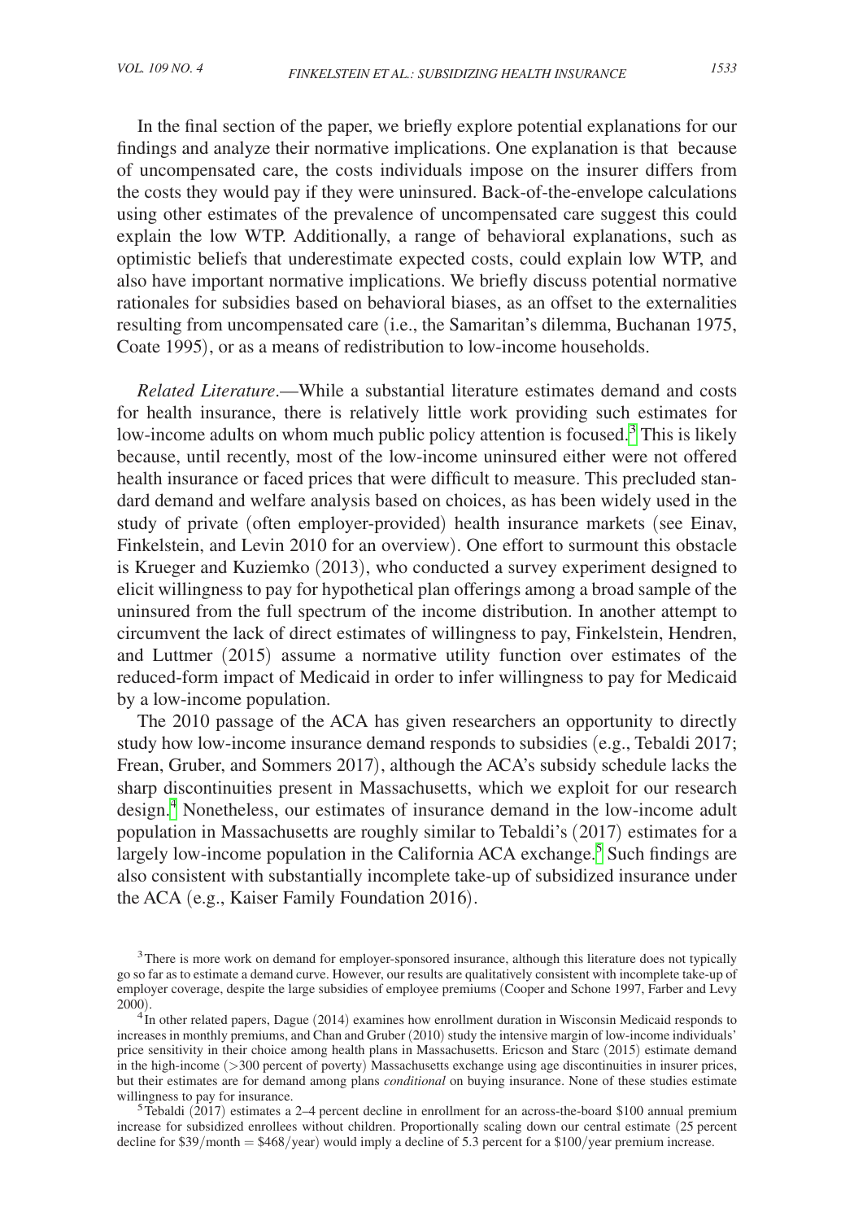In the final section of the paper, we briefly explore potential explanations for our findings and analyze their normative implications. One explanation is that because of uncompensated care, the costs individuals impose on the insurer differs from the costs they would pay if they were uninsured. Back-of-the-envelope calculations using other estimates of the prevalence of uncompensated care suggest this could explain the low WTP. Additionally, a range of behavioral explanations, such as optimistic beliefs that underestimate expected costs, could explain low WTP, and also have important normative implications. We briefly discuss potential normative rationales for subsidies based on behavioral biases, as an offset to the externalities resulting from uncompensated care (i.e., the Samaritan's dilemma, Buchanan 1975, Coate 1995), or as a means of redistribution to low-income households.

*Related Literature*.—While a substantial literature estimates demand and costs for health insurance, there is relatively little work providing such estimates for low-income adults on whom much public policy attention is focused.[3] This is likely because, until recently, most of the low-income uninsured either were not offered health insurance or faced prices that were difficult to measure. This precluded standard demand and welfare analysis based on choices, as has been widely used in the study of private (often employer-provided) health insurance markets (see Einav, Finkelstein, and Levin 2010 for an overview). One effort to surmount this obstacle is Krueger and Kuziemko (2013), who conducted a survey experiment designed to elicit willingness to pay for hypothetical plan offerings among a broad sample of the uninsured from the full spectrum of the income distribution. In another attempt to circumvent the lack of direct estimates of willingness to pay, Finkelstein, Hendren, and Luttmer (2015) assume a normative utility function over estimates of the reduced-form impact of Medicaid in order to infer willingness to pay for Medicaid by a low-income population.

The 2010 passage of the ACA has given researchers an opportunity to directly study how low-income insurance demand responds to subsidies (e.g., Tebaldi 2017; Frean, Gruber, and Sommers 2017), although the ACA's subsidy schedule lacks the sharp discontinuities present in Massachusetts, which we exploit for our research design.[4] Nonetheless, our estimates of insurance demand in the low-income adult population in Massachusetts are roughly similar to Tebaldi's (2017) estimates for a largely low-income population in the California ACA exchange.[5] Such findings are also consistent with substantially incomplete take-up of subsidized insurance under the ACA (e.g., Kaiser Family Foundation 2016).

[3] There is more work on demand for employer-sponsored insurance, although this literature does not typically go so far as to estimate a demand curve. However, our results are qualitatively consistent with incomplete take-up of employer coverage, despite the large subsidies of employee premiums (Cooper and Schone 1997, Farber and Levy 2000).

[4] In other related papers, Dague (2014) examines how enrollment duration in Wisconsin Medicaid responds to increases in monthly premiums, and Chan and Gruber (2010) study the intensive margin of low-income individuals' price sensitivity in their choice among health plans in Massachusetts. Ericson and Starc (2015) estimate demand in the high-income (>300 percent of poverty) Massachusetts exchange using age discontinuities in insurer prices, but their estimates are for demand among plans *conditional* on buying insurance. None of these studies estimate willingness to pay for insurance.

[5] Tebaldi (2017) estimates a 2–4 percent decline in enrollment for an across-the-board \$100 annual premium increase for subsidized enrollees without children. Proportionally scaling down our central estimate (25 percent decline for \$39/month = \$468/year) would imply a decline of 5.3 percent for a \$100/year premium increase.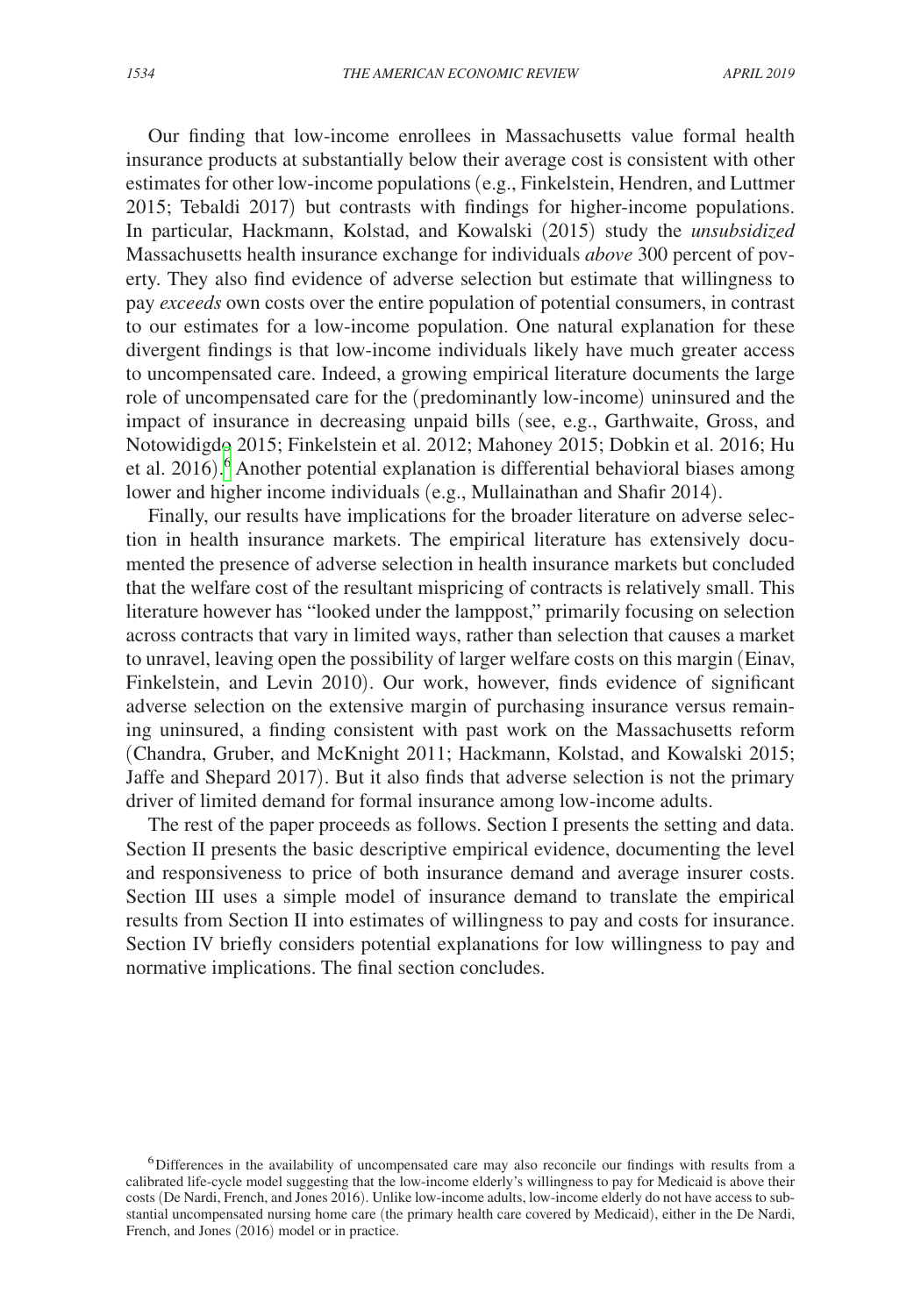Our finding that low-income enrollees in Massachusetts value formal health insurance products at substantially below their average cost is consistent with other estimates for other low-income populations (e.g., Finkelstein, Hendren, and Luttmer 2015; Tebaldi 2017) but contrasts with findings for higher-income populations. In particular, Hackmann, Kolstad, and Kowalski (2015) study the *unsubsidized* Massachusetts health insurance exchange for individuals *above* 300 percent of poverty. They also find evidence of adverse selection but estimate that willingness to pay *exceeds* own costs over the entire population of potential consumers, in contrast to our estimates for a low-income population. One natural explanation for these divergent findings is that low-income individuals likely have much greater access to uncompensated care. Indeed, a growing empirical literature documents the large role of uncompensated care for the (predominantly low-income) uninsured and the impact of insurance in decreasing unpaid bills (see, e.g., Garthwaite, Gross, and Notowidigdo 2015; Finkelstein et al. 2012; Mahoney 2015; Dobkin et al. 2016; Hu et al. 2016).[6] Another potential explanation is differential behavioral biases among lower and higher income individuals (e.g., Mullainathan and Shafir 2014).

Finally, our results have implications for the broader literature on adverse selection in health insurance markets. The empirical literature has extensively documented the presence of adverse selection in health insurance markets but concluded that the welfare cost of the resultant mispricing of contracts is relatively small. This literature however has "looked under the lamppost," primarily focusing on selection across contracts that vary in limited ways, rather than selection that causes a market to unravel, leaving open the possibility of larger welfare costs on this margin (Einav, Finkelstein, and Levin 2010). Our work, however, finds evidence of significant adverse selection on the extensive margin of purchasing insurance versus remaining uninsured, a finding consistent with past work on the Massachusetts reform (Chandra, Gruber, and McKnight 2011; Hackmann, Kolstad, and Kowalski 2015; Jaffe and Shepard 2017). But it also finds that adverse selection is not the primary driver of limited demand for formal insurance among low-income adults.

The rest of the paper proceeds as follows. Section I presents the setting and data. Section II presents the basic descriptive empirical evidence, documenting the level and responsiveness to price of both insurance demand and average insurer costs. Section III uses a simple model of insurance demand to translate the empirical results from Section II into estimates of willingness to pay and costs for insurance. Section IV briefly considers potential explanations for low willingness to pay and normative implications. The final section concludes.

[6] Differences in the availability of uncompensated care may also reconcile our findings with results from a calibrated life-cycle model suggesting that the low-income elderly's willingness to pay for Medicaid is above their costs (De Nardi, French, and Jones 2016). Unlike low-income adults, low-income elderly do not have access to substantial uncompensated nursing home care (the primary health care covered by Medicaid), either in the De Nardi, French, and Jones (2016) model or in practice.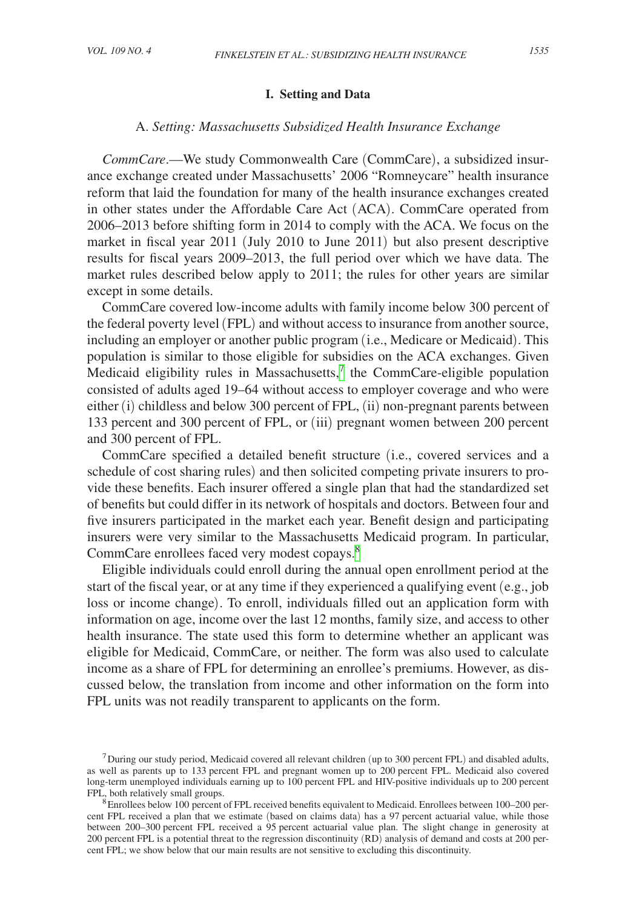## I. Setting and Data

### A. *Setting: Massachusetts Subsidized Health Insurance Exchange*

*CommCare*.—We study Commonwealth Care (CommCare), a subsidized insurance exchange created under Massachusetts' 2006 "Romneycare" health insurance reform that laid the foundation for many of the health insurance exchanges created in other states under the Affordable Care Act (ACA). CommCare operated from 2006–2013 before shifting form in 2014 to comply with the ACA. We focus on the market in fiscal year 2011 (July 2010 to June 2011) but also present descriptive results for fiscal years 2009–2013, the full period over which we have data. The market rules described below apply to 2011; the rules for other years are similar except in some details.

CommCare covered low-income adults with family income below 300 percent of the federal poverty level (FPL) and without access to insurance from another source, including an employer or another public program (i.e., Medicare or Medicaid). This population is similar to those eligible for subsidies on the ACA exchanges. Given Medicaid eligibility rules in Massachusetts,[7] the CommCare-eligible population consisted of adults aged 19–64 without access to employer coverage and who were either (i) childless and below 300 percent of FPL, (ii) non-pregnant parents between 133 percent and 300 percent of FPL, or (iii) pregnant women between 200 percent and 300 percent of FPL.

CommCare specified a detailed benefit structure (i.e., covered services and a schedule of cost sharing rules) and then solicited competing private insurers to provide these benefits. Each insurer offered a single plan that had the standardized set of benefits but could differ in its network of hospitals and doctors. Between four and five insurers participated in the market each year. Benefit design and participating insurers were very similar to the Massachusetts Medicaid program. In particular, CommCare enrollees faced very modest copays.[8]

Eligible individuals could enroll during the annual open enrollment period at the start of the fiscal year, or at any time if they experienced a qualifying event (e.g., job loss or income change). To enroll, individuals filled out an application form with information on age, income over the last 12 months, family size, and access to other health insurance. The state used this form to determine whether an applicant was eligible for Medicaid, CommCare, or neither. The form was also used to calculate income as a share of FPL for determining an enrollee's premiums. However, as discussed below, the translation from income and other information on the form into FPL units was not readily transparent to applicants on the form.

[7] During our study period, Medicaid covered all relevant children (up to 300 percent FPL) and disabled adults, as well as parents up to 133 percent FPL and pregnant women up to 200 percent FPL. Medicaid also covered long-term unemployed individuals earning up to 100 percent FPL and HIV-positive individuals up to 200 percent FPL, both relatively small groups.

[8] Enrollees below 100 percent of FPL received benefits equivalent to Medicaid. Enrollees between 100–200 percent FPL received a plan that we estimate (based on claims data) has a 97 percent actuarial value, while those between 200–300 percent FPL received a 95 percent actuarial value plan. The slight change in generosity at 200 percent FPL is a potential threat to the regression discontinuity (RD) analysis of demand and costs at 200 percent FPL; we show below that our main results are not sensitive to excluding this discontinuity.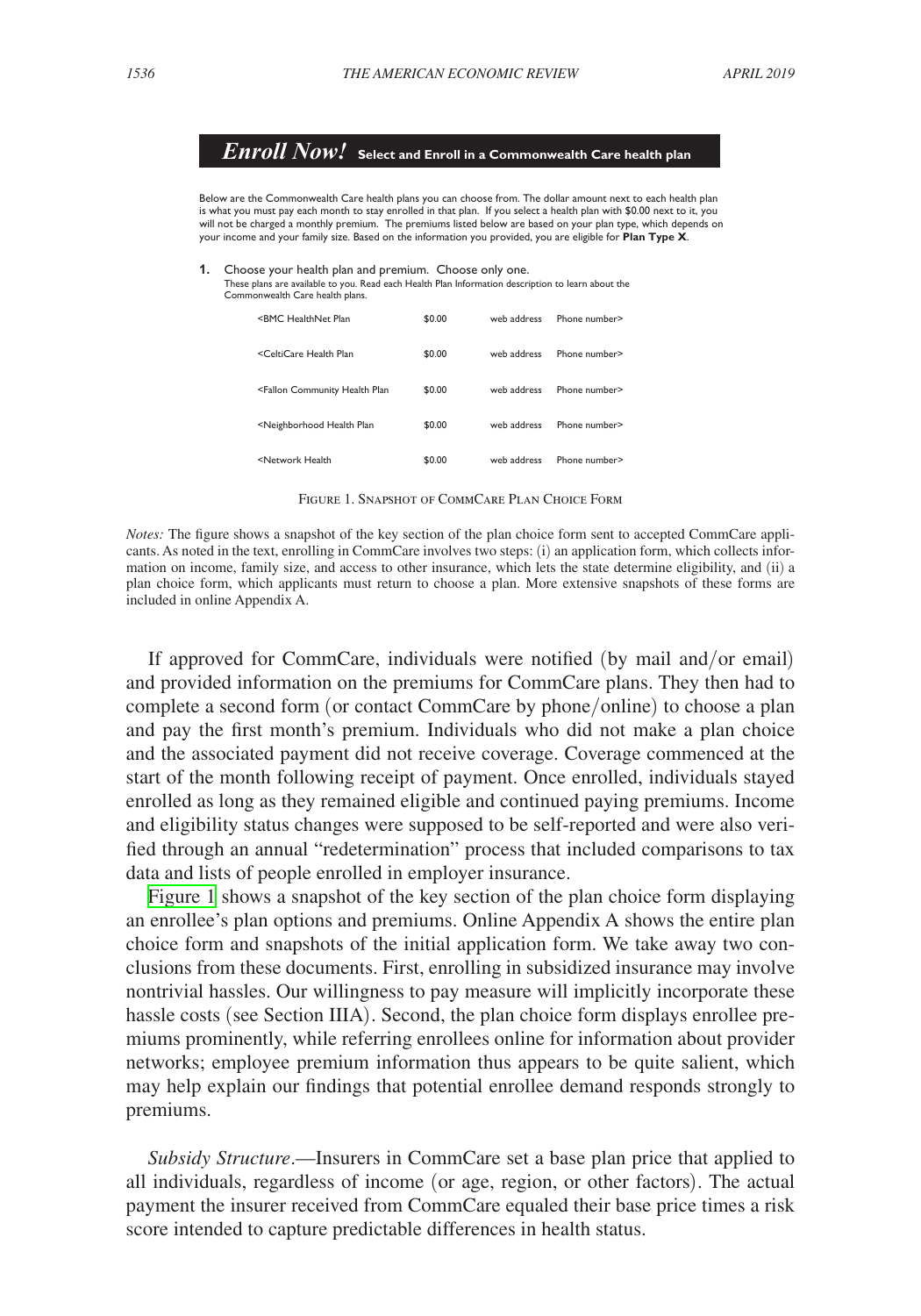## *Enroll Now!* **Select and Enroll in a Commonwealth Care health plan**

Below are the Commonwealth Care health plans you can choose from. The dollar amount next to each health plan is what you must pay each month to stay enrolled in that plan. If you select a health plan with $0.00 next to it, you will not be charged a monthly premium. The premiums listed below are based on your plan type, which depends on your income and your family size. Based on the information you provided, you are eligible for **Plan Type X**.

**1.** Choose your health plan and premium. Choose only one.
These plans are available to you. Read each Health Plan Information description to learn about the Commonwealth Care health plans.

| | | | |
|---|---|---|---|
| <BMC HealthNet Plan | $0.00 | web address | Phone number> |
| <CeltiCare Health Plan | $0.00 | web address | Phone number> |
| <Fallon Community Health Plan | $0.00 | web address | Phone number> |
| <Neighborhood Health Plan | $0.00 | web address | Phone number> |
| <Network Health | $0.00 | web address | Phone number> |

Figure 1. Snapshot of CommCare Plan Choice Form

*Notes:* The figure shows a snapshot of the key section of the plan choice form sent to accepted CommCare applicants. As noted in the text, enrolling in CommCare involves two steps: (i) an application form, which collects information on income, family size, and access to other insurance, which lets the state determine eligibility, and (ii) a plan choice form, which applicants must return to choose a plan. More extensive snapshots of these forms are included in online Appendix A.

If approved for CommCare, individuals were notified (by mail and/or email) and provided information on the premiums for CommCare plans. They then had to complete a second form (or contact CommCare by phone/online) to choose a plan and pay the first month's premium. Individuals who did not make a plan choice and the associated payment did not receive coverage. Coverage commenced at the start of the month following receipt of payment. Once enrolled, individuals stayed enrolled as long as they remained eligible and continued paying premiums. Income and eligibility status changes were supposed to be self-reported and were also verified through an annual "redetermination" process that included comparisons to tax data and lists of people enrolled in employer insurance.

Figure 1 shows a snapshot of the key section of the plan choice form displaying an enrollee's plan options and premiums. Online Appendix A shows the entire plan choice form and snapshots of the initial application form. We take away two conclusions from these documents. First, enrolling in subsidized insurance may involve nontrivial hassles. Our willingness to pay measure will implicitly incorporate these hassle costs (see Section IIIA). Second, the plan choice form displays enrollee premiums prominently, while referring enrollees online for information about provider networks; employee premium information thus appears to be quite salient, which may help explain our findings that potential enrollee demand responds strongly to premiums.

*Subsidy Structure*.—Insurers in CommCare set a base plan price that applied to all individuals, regardless of income (or age, region, or other factors). The actual payment the insurer received from CommCare equaled their base price times a risk score intended to capture predictable differences in health status.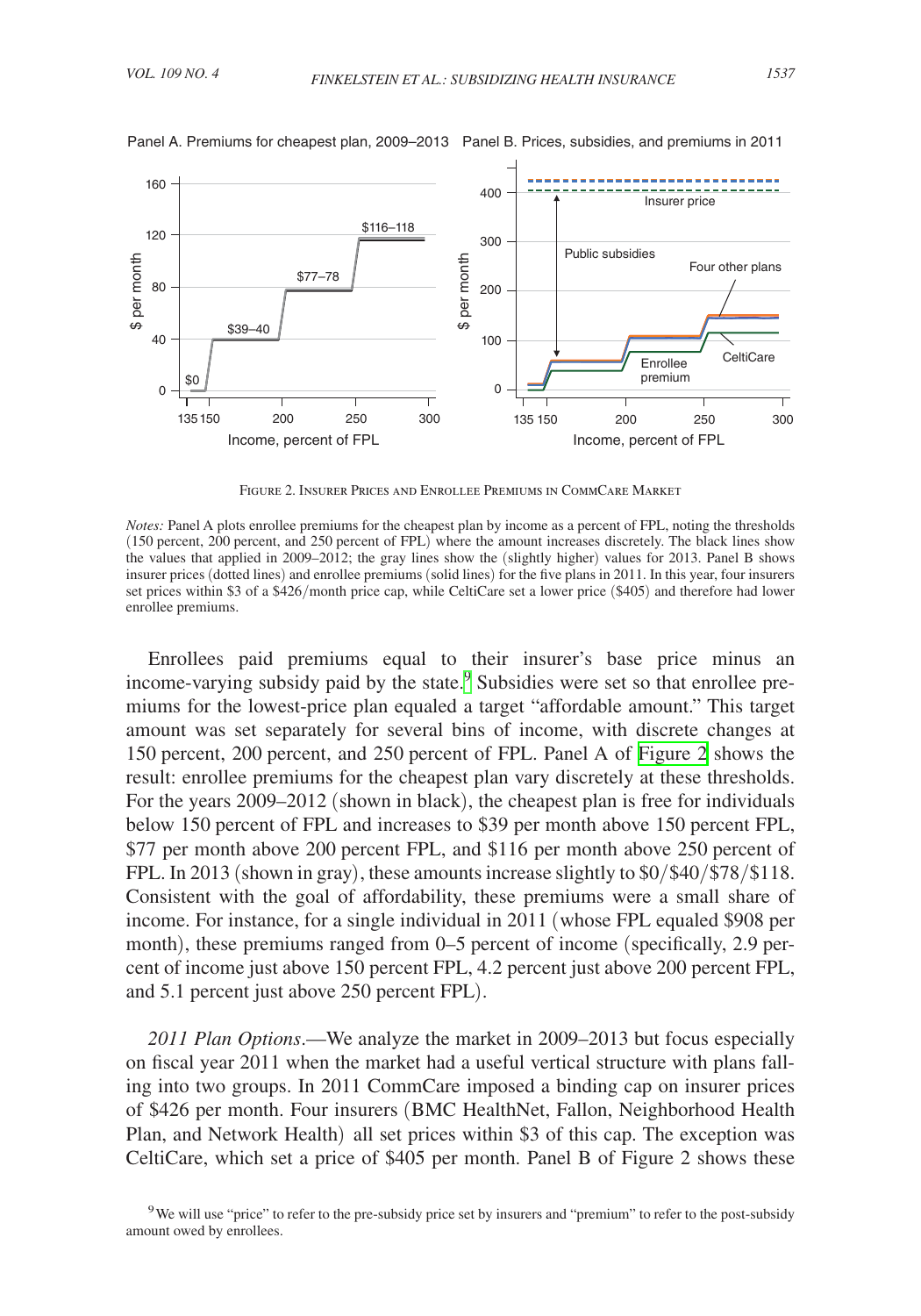Figure 2. Insurer Prices and Enrollee Premiums in CommCare Market

*Notes:* Panel A plots enrollee premiums for the cheapest plan by income as a percent of FPL, noting the thresholds (150 percent, 200 percent, and 250 percent of FPL) where the amount increases discretely. The black lines show the values that applied in 2009–2012; the gray lines show the (slightly higher) values for 2013. Panel B shows insurer prices (dotted lines) and enrollee premiums (solid lines) for the five plans in 2011. In this year, four insurers set prices within \$3 of a \$426/month price cap, while CeltiCare set a lower price (\$405) and therefore had lower enrollee premiums.

Enrollees paid premiums equal to their insurer's base price minus an income-varying subsidy paid by the state.[9] Subsidies were set so that enrollee premiums for the lowest-price plan equaled a target "affordable amount." This target amount was set separately for several bins of income, with discrete changes at 150 percent, 200 percent, and 250 percent of FPL. Panel A of Figure 2 shows the result: enrollee premiums for the cheapest plan vary discretely at these thresholds. For the years 2009–2012 (shown in black), the cheapest plan is free for individuals below 150 percent of FPL and increases to \$39 per month above 150 percent FPL, \$77 per month above 200 percent FPL, and \$116 per month above 250 percent of FPL. In 2013 (shown in gray), these amounts increase slightly to \$0/\$40/\$78/\$118. Consistent with the goal of affordability, these premiums were a small share of income. For instance, for a single individual in 2011 (whose FPL equaled \$908 per month), these premiums ranged from 0–5 percent of income (specifically, 2.9 percent of income just above 150 percent FPL, 4.2 percent just above 200 percent FPL, and 5.1 percent just above 250 percent FPL).

*2011 Plan Options*.—We analyze the market in 2009–2013 but focus especially on fiscal year 2011 when the market had a useful vertical structure with plans falling into two groups. In 2011 CommCare imposed a binding cap on insurer prices of \$426 per month. Four insurers (BMC HealthNet, Fallon, Neighborhood Health Plan, and Network Health) all set prices within \$3 of this cap. The exception was CeltiCare, which set a price of \$405 per month. Panel B of Figure 2 shows these

[9] We will use "price" to refer to the pre-subsidy price set by insurers and "premium" to refer to the post-subsidy amount owed by enrollees.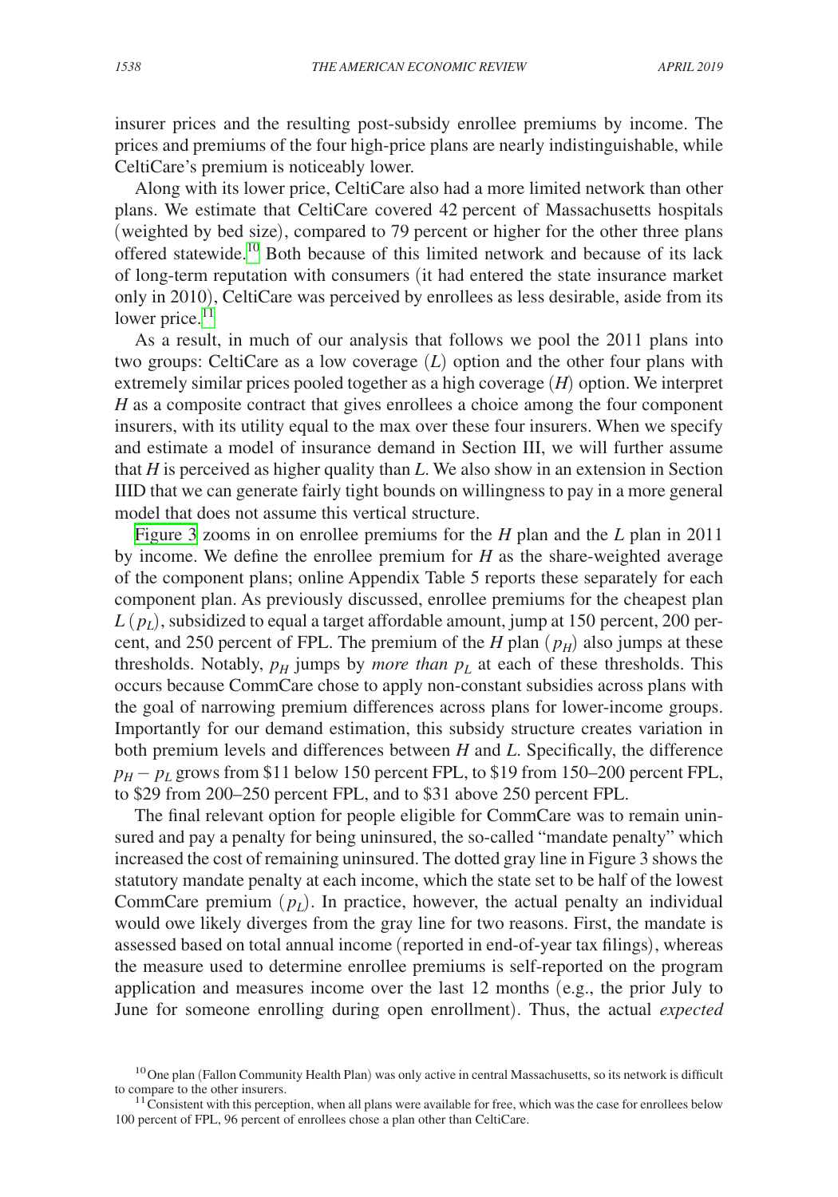insurer prices and the resulting post-subsidy enrollee premiums by income. The prices and premiums of the four high-price plans are nearly indistinguishable, while CeltiCare's premium is noticeably lower.

Along with its lower price, CeltiCare also had a more limited network than other plans. We estimate that CeltiCare covered 42 percent of Massachusetts hospitals (weighted by bed size), compared to 79 percent or higher for the other three plans offered statewide.[10] Both because of this limited network and because of its lack of long-term reputation with consumers (it had entered the state insurance market only in 2010), CeltiCare was perceived by enrollees as less desirable, aside from its lower price.[11]

As a result, in much of our analysis that follows we pool the 2011 plans into two groups: CeltiCare as a low coverage ($L$) option and the other four plans with extremely similar prices pooled together as a high coverage ($H$) option. We interpret $H$ as a composite contract that gives enrollees a choice among the four component insurers, with its utility equal to the max over these four insurers. When we specify and estimate a model of insurance demand in Section III, we will further assume that $H$ is perceived as higher quality than $L$. We also show in an extension in Section IIID that we can generate fairly tight bounds on willingness to pay in a more general model that does not assume this vertical structure.

Figure 3 zooms in on enrollee premiums for the $H$ plan and the $L$ plan in 2011 by income. We define the enrollee premium for $H$ as the share-weighted average of the component plans; online Appendix Table 5 reports these separately for each component plan. As previously discussed, enrollee premiums for the cheapest plan $L$ ($p_L$), subsidized to equal a target affordable amount, jump at 150 percent, 200 percent, and 250 percent of FPL. The premium of the $H$ plan ($p_H$) also jumps at these thresholds. Notably, $p_H$ jumps by *more than* $p_L$ at each of these thresholds. This occurs because CommCare chose to apply non-constant subsidies across plans with the goal of narrowing premium differences across plans for lower-income groups. Importantly for our demand estimation, this subsidy structure creates variation in both premium levels and differences between $H$ and $L$. Specifically, the difference $p_H - p_L$ grows from \$11 below 150 percent FPL, to \$19 from 150–200 percent FPL, to \$29 from 200–250 percent FPL, and to \$31 above 250 percent FPL.

The final relevant option for people eligible for CommCare was to remain uninsured and pay a penalty for being uninsured, the so-called "mandate penalty" which increased the cost of remaining uninsured. The dotted gray line in Figure 3 shows the statutory mandate penalty at each income, which the state set to be half of the lowest CommCare premium ($p_L$). In practice, however, the actual penalty an individual would owe likely diverges from the gray line for two reasons. First, the mandate is assessed based on total annual income (reported in end-of-year tax filings), whereas the measure used to determine enrollee premiums is self-reported on the program application and measures income over the last 12 months (e.g., the prior July to June for someone enrolling during open enrollment). Thus, the actual *expected*

[10] One plan (Fallon Community Health Plan) was only active in central Massachusetts, so its network is difficult to compare to the other insurers.

[11] Consistent with this perception, when all plans were available for free, which was the case for enrollees below 100 percent of FPL, 96 percent of enrollees chose a plan other than CeltiCare.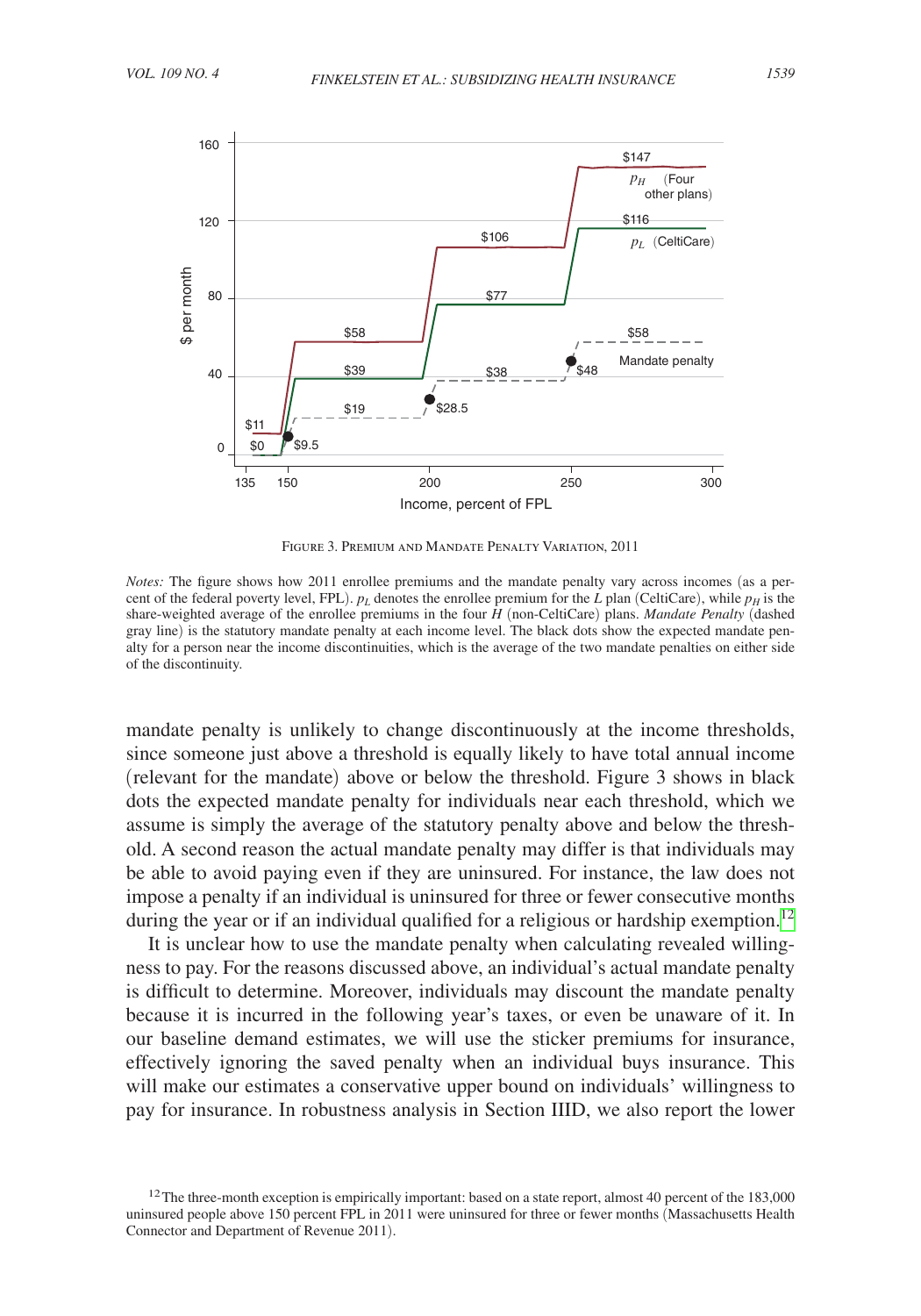Figure 3. Premium and Mandate Penalty Variation, 2011

*Notes:* The figure shows how 2011 enrollee premiums and the mandate penalty vary across incomes (as a percent of the federal poverty level, FPL). $p_L$ denotes the enrollee premium for the $L$ plan (CeltiCare), while $p_H$ is the share-weighted average of the enrollee premiums in the four $H$ (non-CeltiCare) plans. *Mandate Penalty* (dashed gray line) is the statutory mandate penalty at each income level. The black dots show the expected mandate penalty for a person near the income discontinuities, which is the average of the two mandate penalties on either side of the discontinuity.

mandate penalty is unlikely to change discontinuously at the income thresholds, since someone just above a threshold is equally likely to have total annual income (relevant for the mandate) above or below the threshold. Figure 3 shows in black dots the expected mandate penalty for individuals near each threshold, which we assume is simply the average of the statutory penalty above and below the threshold. A second reason the actual mandate penalty may differ is that individuals may be able to avoid paying even if they are uninsured. For instance, the law does not impose a penalty if an individual is uninsured for three or fewer consecutive months during the year or if an individual qualified for a religious or hardship exemption.[12]

It is unclear how to use the mandate penalty when calculating revealed willingness to pay. For the reasons discussed above, an individual's actual mandate penalty is difficult to determine. Moreover, individuals may discount the mandate penalty because it is incurred in the following year's taxes, or even be unaware of it. In our baseline demand estimates, we will use the sticker premiums for insurance, effectively ignoring the saved penalty when an individual buys insurance. This will make our estimates a conservative upper bound on individuals' willingness to pay for insurance. In robustness analysis in Section IIID, we also report the lower

[12] The three-month exception is empirically important: based on a state report, almost 40 percent of the 183,000 uninsured people above 150 percent FPL in 2011 were uninsured for three or fewer months (Massachusetts Health Connector and Department of Revenue 2011).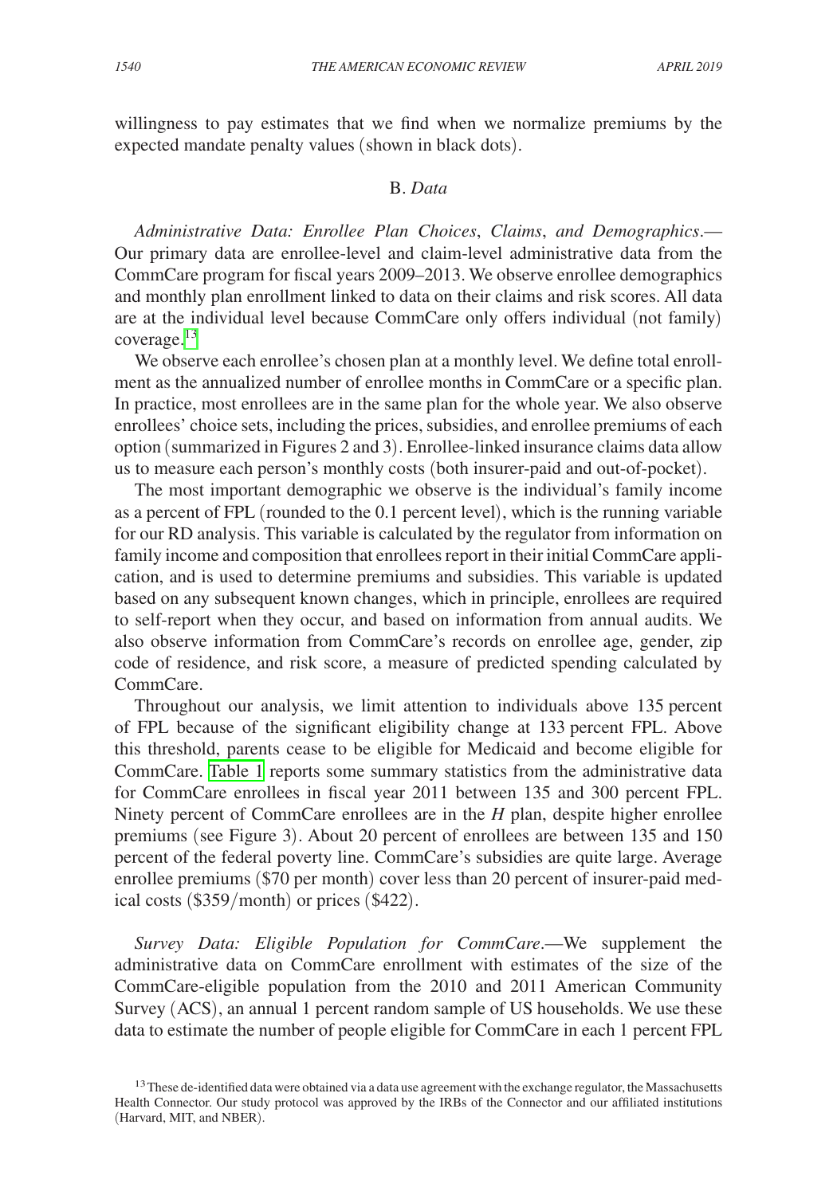willingness to pay estimates that we find when we normalize premiums by the expected mandate penalty values (shown in black dots).

### B. *Data*

*Administrative Data: Enrollee Plan Choices, Claims, and Demographics*.—Our primary data are enrollee-level and claim-level administrative data from the CommCare program for fiscal years 2009–2013. We observe enrollee demographics and monthly plan enrollment linked to data on their claims and risk scores. All data are at the individual level because CommCare only offers individual (not family) coverage.[13]

We observe each enrollee's chosen plan at a monthly level. We define total enrollment as the annualized number of enrollee months in CommCare or a specific plan. In practice, most enrollees are in the same plan for the whole year. We also observe enrollees' choice sets, including the prices, subsidies, and enrollee premiums of each option (summarized in Figures 2 and 3). Enrollee-linked insurance claims data allow us to measure each person's monthly costs (both insurer-paid and out-of-pocket).

The most important demographic we observe is the individual's family income as a percent of FPL (rounded to the 0.1 percent level), which is the running variable for our RD analysis. This variable is calculated by the regulator from information on family income and composition that enrollees report in their initial CommCare application, and is used to determine premiums and subsidies. This variable is updated based on any subsequent known changes, which in principle, enrollees are required to self-report when they occur, and based on information from annual audits. We also observe information from CommCare's records on enrollee age, gender, zip code of residence, and risk score, a measure of predicted spending calculated by CommCare.

Throughout our analysis, we limit attention to individuals above 135 percent of FPL because of the significant eligibility change at 133 percent FPL. Above this threshold, parents cease to be eligible for Medicaid and become eligible for CommCare. Table 1 reports some summary statistics from the administrative data for CommCare enrollees in fiscal year 2011 between 135 and 300 percent FPL. Ninety percent of CommCare enrollees are in the *H* plan, despite higher enrollee premiums (see Figure 3). About 20 percent of enrollees are between 135 and 150 percent of the federal poverty line. CommCare's subsidies are quite large. Average enrollee premiums ($70 per month) cover less than 20 percent of insurer-paid medical costs ($359/month) or prices ($422).

*Survey Data: Eligible Population for CommCare*.—We supplement the administrative data on CommCare enrollment with estimates of the size of the CommCare-eligible population from the 2010 and 2011 American Community Survey (ACS), an annual 1 percent random sample of US households. We use these data to estimate the number of people eligible for CommCare in each 1 percent FPL

[13] These de-identified data were obtained via a data use agreement with the exchange regulator, the Massachusetts Health Connector. Our study protocol was approved by the IRBs of the Connector and our affiliated institutions (Harvard, MIT, and NBER).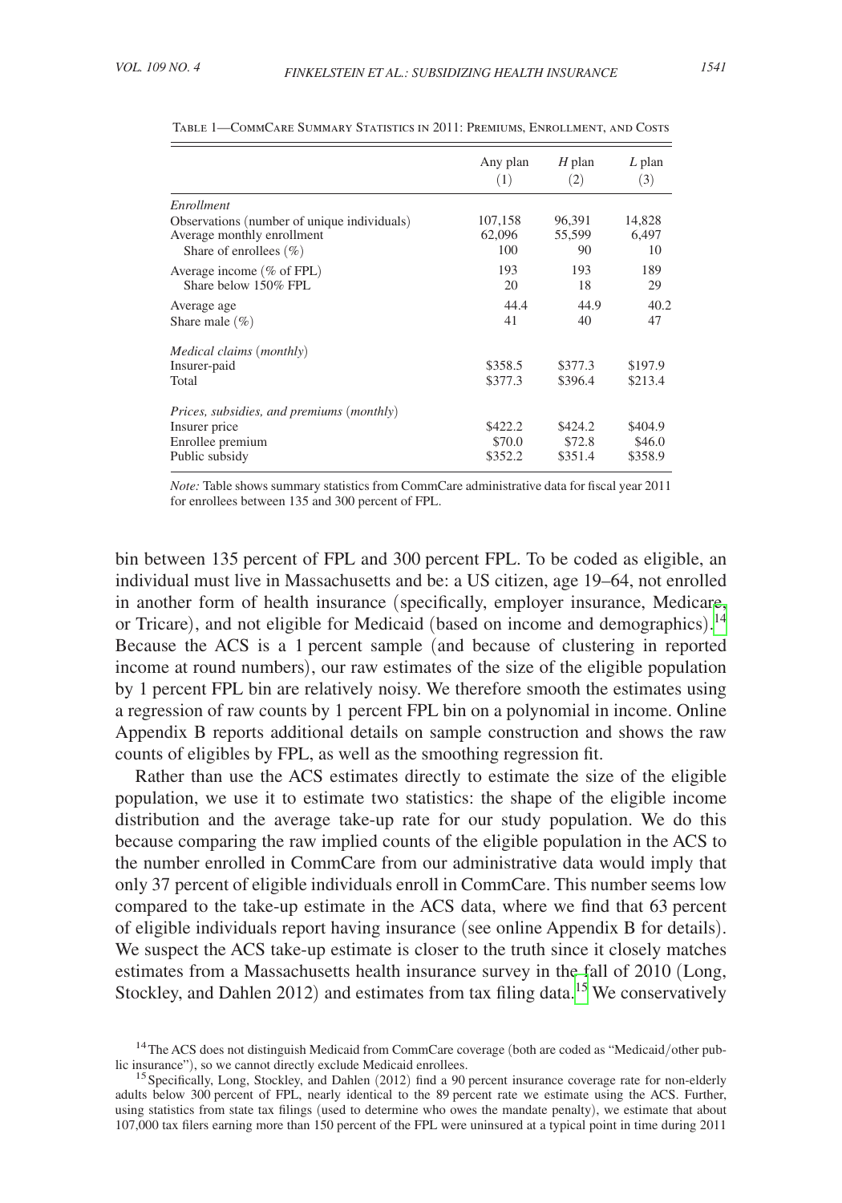Table 1—CommCare Summary Statistics in 2011: Premiums, Enrollment, and Costs

| | Any plan (1) | *H* plan (2) | *L* plan (3) |
|---|---|---|---|
| *Enrollment* | | | |
| Observations (number of unique individuals) | 107,158 | 96,391 | 14,828 |
| Average monthly enrollment | 62,096 | 55,599 | 6,497 |
| Share of enrollees (%) | 100 | 90 | 10 |
| Average income (% of FPL) | 193 | 193 | 189 |
| Share below 150% FPL | 20 | 18 | 29 |
| Average age | 44.4 | 44.9 | 40.2 |
| Share male (%) | 41 | 40 | 47 |
| *Medical claims (monthly)* | | | |
| Insurer-paid | \$358.5 | \$377.3 | \$197.9 |
| Total | \$377.3 | \$396.4 | \$213.4 |
| *Prices, subsidies, and premiums (monthly)* | | | |
| Insurer price | \$422.2 | \$424.2 | \$404.9 |
| Enrollee premium | \$70.0 | \$72.8 | \$46.0 |
| Public subsidy | \$352.2 | \$351.4 | \$358.9 |

*Note:* Table shows summary statistics from CommCare administrative data for fiscal year 2011 for enrollees between 135 and 300 percent of FPL.

bin between 135 percent of FPL and 300 percent FPL. To be coded as eligible, an individual must live in Massachusetts and be: a US citizen, age 19–64, not enrolled in another form of health insurance (specifically, employer insurance, Medicare, or Tricare), and not eligible for Medicaid (based on income and demographics).[14] Because the ACS is a 1 percent sample (and because of clustering in reported income at round numbers), our raw estimates of the size of the eligible population by 1 percent FPL bin are relatively noisy. We therefore smooth the estimates using a regression of raw counts by 1 percent FPL bin on a polynomial in income. Online Appendix B reports additional details on sample construction and shows the raw counts of eligibles by FPL, as well as the smoothing regression fit.

Rather than use the ACS estimates directly to estimate the size of the eligible population, we use it to estimate two statistics: the shape of the eligible income distribution and the average take-up rate for our study population. We do this because comparing the raw implied counts of the eligible population in the ACS to the number enrolled in CommCare from our administrative data would imply that only 37 percent of eligible individuals enroll in CommCare. This number seems low compared to the take-up estimate in the ACS data, where we find that 63 percent of eligible individuals report having insurance (see online Appendix B for details). We suspect the ACS take-up estimate is closer to the truth since it closely matches estimates from a Massachusetts health insurance survey in the fall of 2010 (Long, Stockley, and Dahlen 2012) and estimates from tax filing data.[15] We conservatively

[14] The ACS does not distinguish Medicaid from CommCare coverage (both are coded as "Medicaid/other public insurance"), so we cannot directly exclude Medicaid enrollees.

[15] Specifically, Long, Stockley, and Dahlen (2012) find a 90 percent insurance coverage rate for non-elderly adults below 300 percent of FPL, nearly identical to the 89 percent rate we estimate using the ACS. Further, using statistics from state tax filings (used to determine who owes the mandate penalty), we estimate that about 107,000 tax filers earning more than 150 percent of the FPL were uninsured at a typical point in time during 2011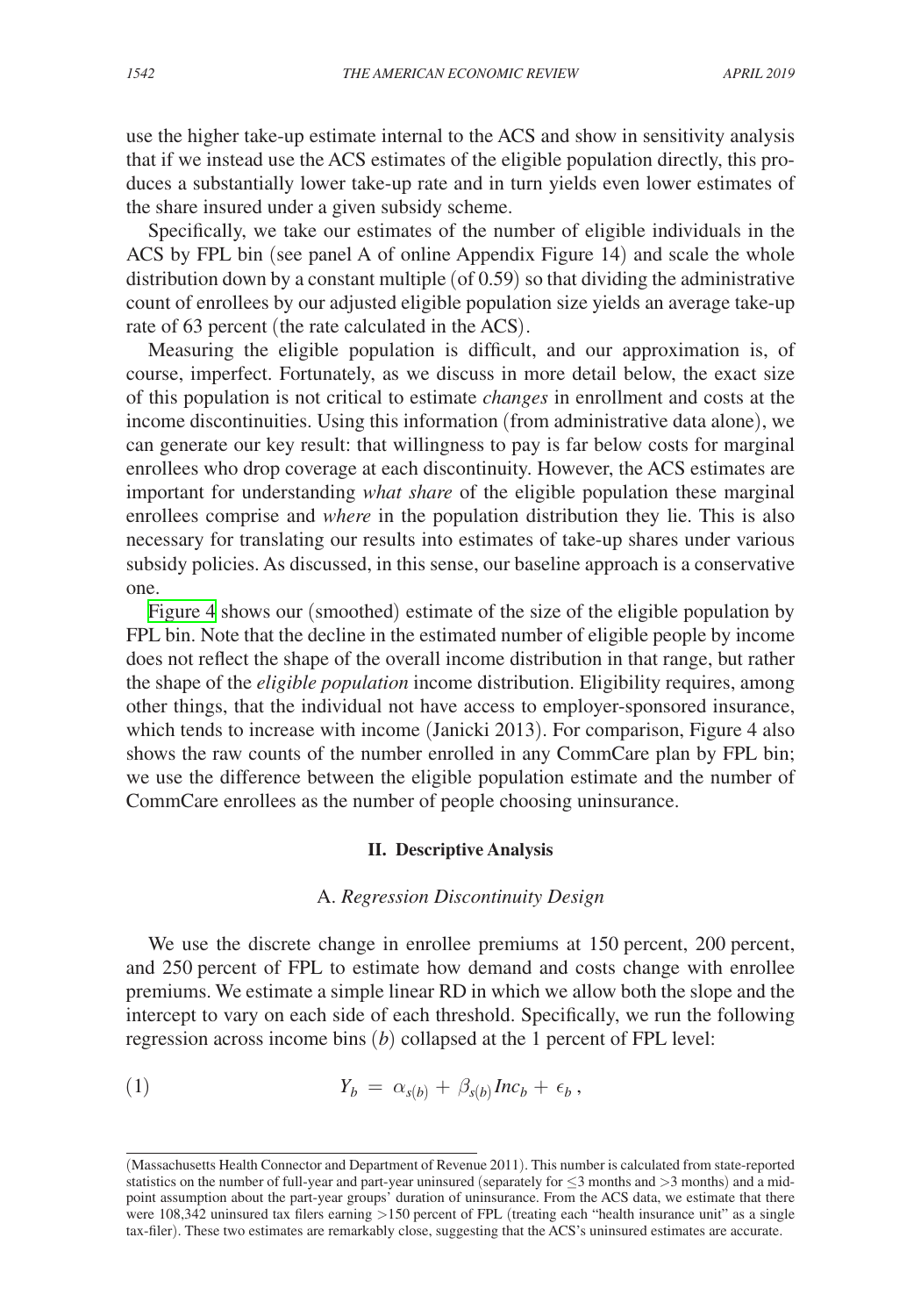use the higher take-up estimate internal to the ACS and show in sensitivity analysis that if we instead use the ACS estimates of the eligible population directly, this produces a substantially lower take-up rate and in turn yields even lower estimates of the share insured under a given subsidy scheme.

Specifically, we take our estimates of the number of eligible individuals in the ACS by FPL bin (see panel A of online Appendix Figure 14) and scale the whole distribution down by a constant multiple (of 0.59) so that dividing the administrative count of enrollees by our adjusted eligible population size yields an average take-up rate of 63 percent (the rate calculated in the ACS).

Measuring the eligible population is difficult, and our approximation is, of course, imperfect. Fortunately, as we discuss in more detail below, the exact size of this population is not critical to estimate *changes* in enrollment and costs at the income discontinuities. Using this information (from administrative data alone), we can generate our key result: that willingness to pay is far below costs for marginal enrollees who drop coverage at each discontinuity. However, the ACS estimates are important for understanding *what share* of the eligible population these marginal enrollees comprise and *where* in the population distribution they lie. This is also necessary for translating our results into estimates of take-up shares under various subsidy policies. As discussed, in this sense, our baseline approach is a conservative one.

Figure 4 shows our (smoothed) estimate of the size of the eligible population by FPL bin. Note that the decline in the estimated number of eligible people by income does not reflect the shape of the overall income distribution in that range, but rather the shape of the *eligible population* income distribution. Eligibility requires, among other things, that the individual not have access to employer-sponsored insurance, which tends to increase with income (Janicki 2013). For comparison, Figure 4 also shows the raw counts of the number enrolled in any CommCare plan by FPL bin; we use the difference between the eligible population estimate and the number of CommCare enrollees as the number of people choosing uninsurance.

## II. Descriptive Analysis

### A. *Regression Discontinuity Design*

We use the discrete change in enrollee premiums at 150 percent, 200 percent, and 250 percent of FPL to estimate how demand and costs change with enrollee premiums. We estimate a simple linear RD in which we allow both the slope and the intercept to vary on each side of each threshold. Specifically, we run the following regression across income bins ($b$) collapsed at the 1 percent of FPL level:

$$Y_b = \alpha_{s(b)} + \beta_{s(b)} Inc_b + \epsilon_b, \tag{1}$$

(Massachusetts Health Connector and Department of Revenue 2011). This number is calculated from state-reported statistics on the number of full-year and part-year uninsured (separately for $\leq 3$ months and $>3$ months) and a midpoint assumption about the part-year groups' duration of uninsurance. From the ACS data, we estimate that there were 108,342 uninsured tax filers earning $>150$ percent of FPL (treating each "health insurance unit" as a single tax-filer). These two estimates are remarkably close, suggesting that the ACS's uninsured estimates are accurate.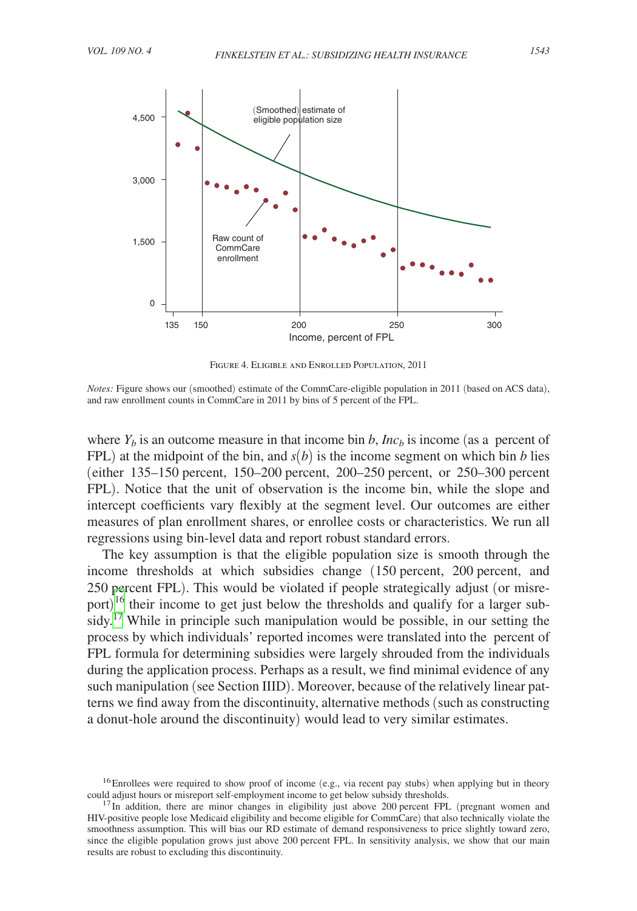Figure 4. Eligible and Enrolled Population, 2011

*Notes:* Figure shows our (smoothed) estimate of the CommCare-eligible population in 2011 (based on ACS data), and raw enrollment counts in CommCare in 2011 by bins of 5 percent of the FPL.

where $Y_b$ is an outcome measure in that income bin $b$, $Inc_b$ is income (as a percent of FPL) at the midpoint of the bin, and $s(b)$ is the income segment on which bin $b$ lies (either 135–150 percent, 150–200 percent, 200–250 percent, or 250–300 percent FPL). Notice that the unit of observation is the income bin, while the slope and intercept coefficients vary flexibly at the segment level. Our outcomes are either measures of plan enrollment shares, or enrollee costs or characteristics. We run all regressions using bin-level data and report robust standard errors.

The key assumption is that the eligible population size is smooth through the income thresholds at which subsidies change (150 percent, 200 percent, and 250 percent FPL). This would be violated if people strategically adjust (or misreport)[16] their income to get just below the thresholds and qualify for a larger subsidy.[17] While in principle such manipulation would be possible, in our setting the process by which individuals' reported incomes were translated into the percent of FPL formula for determining subsidies were largely shrouded from the individuals during the application process. Perhaps as a result, we find minimal evidence of any such manipulation (see Section IIID). Moreover, because of the relatively linear patterns we find away from the discontinuity, alternative methods (such as constructing a donut-hole around the discontinuity) would lead to very similar estimates.

[16] Enrollees were required to show proof of income (e.g., via recent pay stubs) when applying but in theory could adjust hours or misreport self-employment income to get below subsidy thresholds.

[17] In addition, there are minor changes in eligibility just above 200 percent FPL (pregnant women and HIV-positive people lose Medicaid eligibility and become eligible for CommCare) that also technically violate the smoothness assumption. This will bias our RD estimate of demand responsiveness to price slightly toward zero, since the eligible population grows just above 200 percent FPL. In sensitivity analysis, we show that our main results are robust to excluding this discontinuity.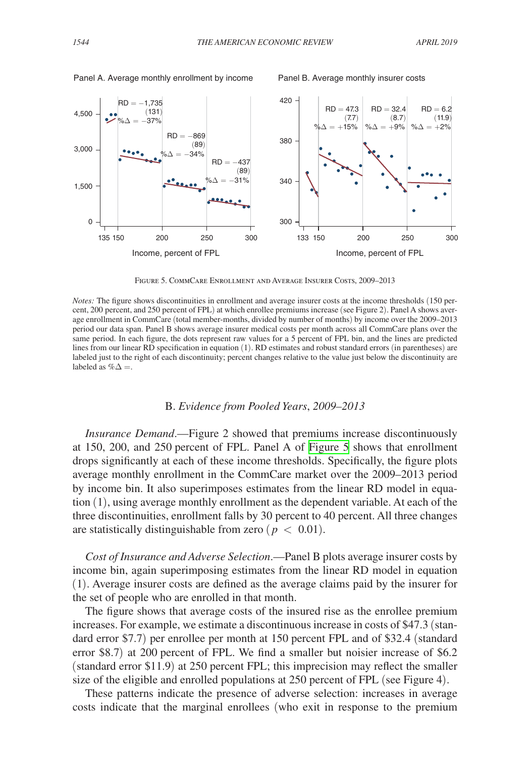Figure 5. CommCare Enrollment and Average Insurer Costs, 2009–2013

*Notes:* The figure shows discontinuities in enrollment and average insurer costs at the income thresholds (150 percent, 200 percent, and 250 percent of FPL) at which enrollee premiums increase (see Figure 2). Panel A shows average enrollment in CommCare (total member-months, divided by number of months) by income over the 2009–2013 period our data span. Panel B shows average insurer medical costs per month across all CommCare plans over the same period. In each figure, the dots represent raw values for a 5 percent of FPL bin, and the lines are predicted lines from our linear RD specification in equation (1). RD estimates and robust standard errors (in parentheses) are labeled just to the right of each discontinuity; percent changes relative to the value just below the discontinuity are labeled as $\%\Delta =$.

## B. *Evidence from Pooled Years, 2009–2013*

*Insurance Demand.*—Figure 2 showed that premiums increase discontinuously at 150, 200, and 250 percent of FPL. Panel A of Figure 5 shows that enrollment drops significantly at each of these income thresholds. Specifically, the figure plots average monthly enrollment in the CommCare market over the 2009–2013 period by income bin. It also superimposes estimates from the linear RD model in equation (1), using average monthly enrollment as the dependent variable. At each of the three discontinuities, enrollment falls by 30 percent to 40 percent. All three changes are statistically distinguishable from zero ($p < 0.01$).

*Cost of Insurance and Adverse Selection.*—Panel B plots average insurer costs by income bin, again superimposing estimates from the linear RD model in equation (1). Average insurer costs are defined as the average claims paid by the insurer for the set of people who are enrolled in that month.

The figure shows that average costs of the insured rise as the enrollee premium increases. For example, we estimate a discontinuous increase in costs of \$47.3 (standard error \$7.7) per enrollee per month at 150 percent FPL and of \$32.4 (standard error \$8.7) at 200 percent of FPL. We find a smaller but noisier increase of \$6.2 (standard error \$11.9) at 250 percent FPL; this imprecision may reflect the smaller size of the eligible and enrolled populations at 250 percent of FPL (see Figure 4).

These patterns indicate the presence of adverse selection: increases in average costs indicate that the marginal enrollees (who exit in response to the premium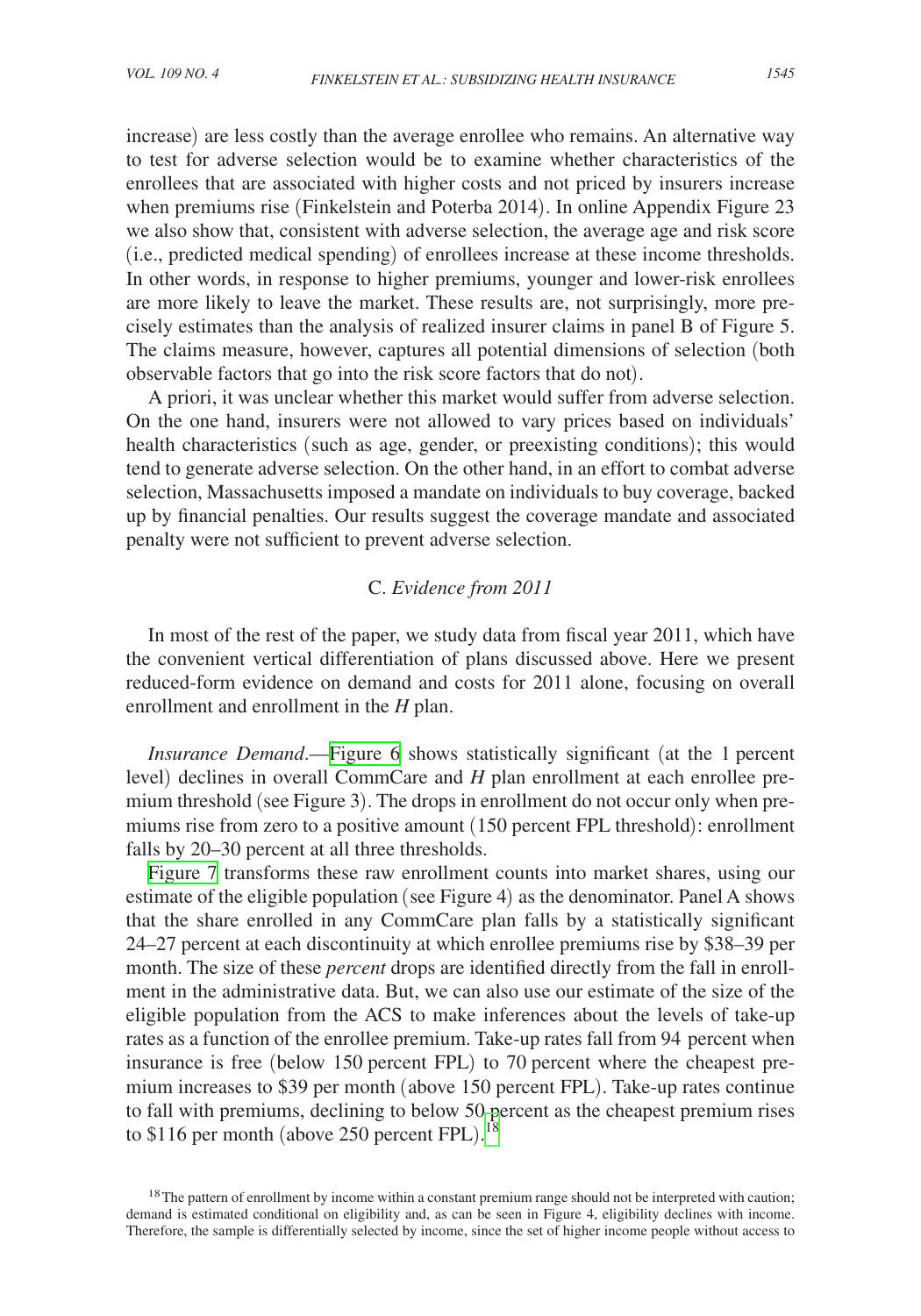increase) are less costly than the average enrollee who remains. An alternative way to test for adverse selection would be to examine whether characteristics of the enrollees that are associated with higher costs and not priced by insurers increase when premiums rise (Finkelstein and Poterba 2014). In online Appendix Figure 23 we also show that, consistent with adverse selection, the average age and risk score (i.e., predicted medical spending) of enrollees increase at these income thresholds. In other words, in response to higher premiums, younger and lower-risk enrollees are more likely to leave the market. These results are, not surprisingly, more precisely estimates than the analysis of realized insurer claims in panel B of Figure 5. The claims measure, however, captures all potential dimensions of selection (both observable factors that go into the risk score factors that do not).

A priori, it was unclear whether this market would suffer from adverse selection. On the one hand, insurers were not allowed to vary prices based on individuals' health characteristics (such as age, gender, or preexisting conditions); this would tend to generate adverse selection. On the other hand, in an effort to combat adverse selection, Massachusetts imposed a mandate on individuals to buy coverage, backed up by financial penalties. Our results suggest the coverage mandate and associated penalty were not sufficient to prevent adverse selection.

### C. *Evidence from 2011*

In most of the rest of the paper, we study data from fiscal year 2011, which have the convenient vertical differentiation of plans discussed above. Here we present reduced-form evidence on demand and costs for 2011 alone, focusing on overall enrollment and enrollment in the *H* plan.

*Insurance Demand*.—Figure 6 shows statistically significant (at the 1 percent level) declines in overall CommCare and *H* plan enrollment at each enrollee premium threshold (see Figure 3). The drops in enrollment do not occur only when premiums rise from zero to a positive amount (150 percent FPL threshold): enrollment falls by 20–30 percent at all three thresholds.

Figure 7 transforms these raw enrollment counts into market shares, using our estimate of the eligible population (see Figure 4) as the denominator. Panel A shows that the share enrolled in any CommCare plan falls by a statistically significant 24–27 percent at each discontinuity at which enrollee premiums rise by \$38–39 per month. The size of these *percent* drops are identified directly from the fall in enrollment in the administrative data. But, we can also use our estimate of the size of the eligible population from the ACS to make inferences about the levels of take-up rates as a function of the enrollee premium. Take-up rates fall from 94 percent when insurance is free (below 150 percent FPL) to 70 percent where the cheapest premium increases to \$39 per month (above 150 percent FPL). Take-up rates continue to fall with premiums, declining to below 50 percent as the cheapest premium rises to \$116 per month (above 250 percent FPL).[18]

[18] The pattern of enrollment by income within a constant premium range should not be interpreted with caution; demand is estimated conditional on eligibility and, as can be seen in Figure 4, eligibility declines with income. Therefore, the sample is differentially selected by income, since the set of higher income people without access to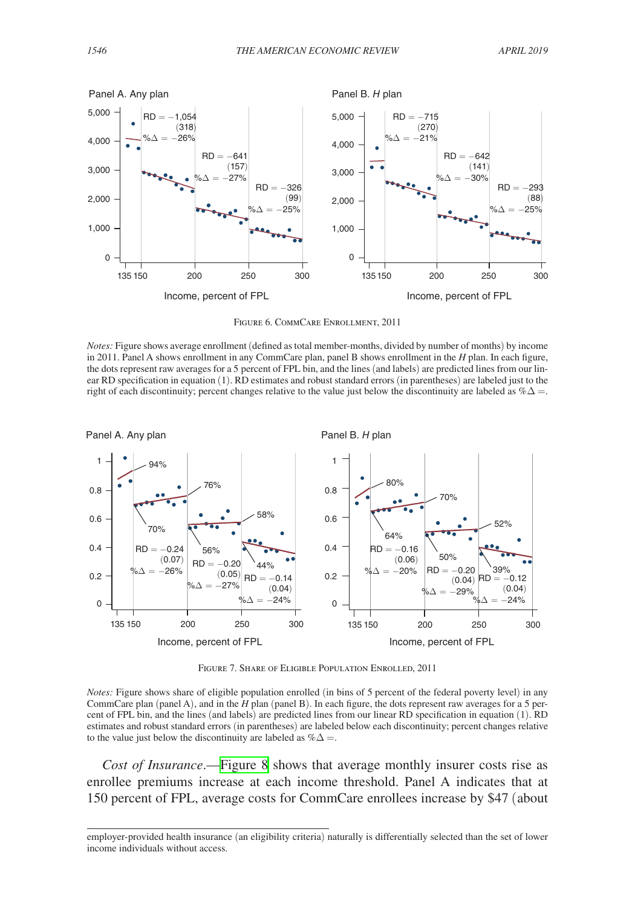FIGURE 6. COMMCARE ENROLLMENT, 2011

*Notes:* Figure shows average enrollment (defined as total member-months, divided by number of months) by income in 2011. Panel A shows enrollment in any CommCare plan, panel B shows enrollment in the *H* plan. In each figure, the dots represent raw averages for a 5 percent of FPL bin, and the lines (and labels) are predicted lines from our linear RD specification in equation (1). RD estimates and robust standard errors (in parentheses) are labeled just to the right of each discontinuity; percent changes relative to the value just below the discontinuity are labeled as %Δ =.

FIGURE 7. SHARE OF ELIGIBLE POPULATION ENROLLED, 2011

*Notes:* Figure shows share of eligible population enrolled (in bins of 5 percent of the federal poverty level) in any CommCare plan (panel A), and in the *H* plan (panel B). In each figure, the dots represent raw averages for a 5 percent of FPL bin, and the lines (and labels) are predicted lines from our linear RD specification in equation (1). RD estimates and robust standard errors (in parentheses) are labeled below each discontinuity; percent changes relative to the value just below the discontinuity are labeled as %Δ =.

*Cost of Insurance*.—Figure 8 shows that average monthly insurer costs rise as enrollee premiums increase at each income threshold. Panel A indicates that at 150 percent of FPL, average costs for CommCare enrollees increase by \$47 (about

employer-provided health insurance (an eligibility criteria) naturally is differentially selected than the set of lower income individuals without access.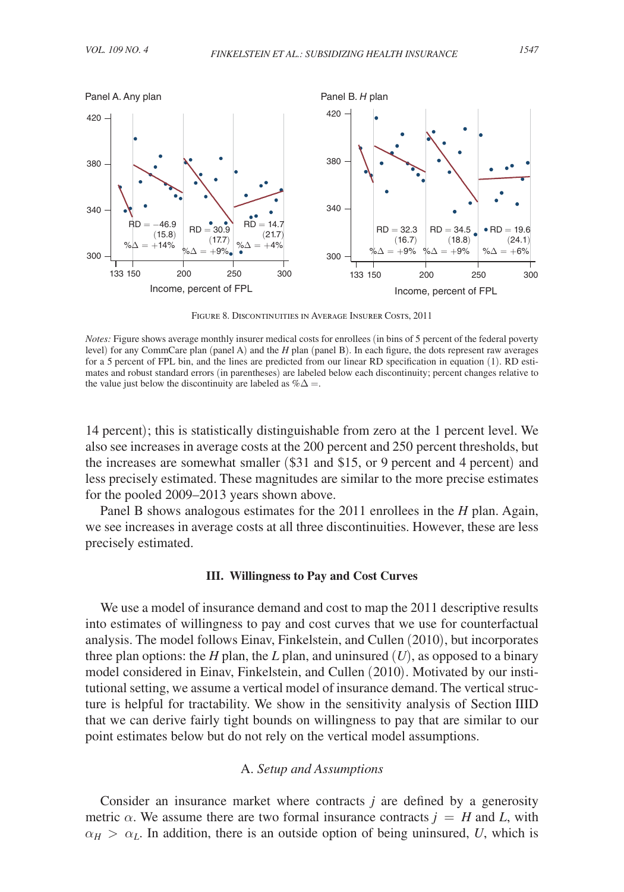Panel A. Any plan

Panel B. *H* plan

Figure 8. Discontinuities in Average Insurer Costs, 2011

*Notes:* Figure shows average monthly insurer medical costs for enrollees (in bins of 5 percent of the federal poverty level) for any CommCare plan (panel A) and the *H* plan (panel B). In each figure, the dots represent raw averages for a 5 percent of FPL bin, and the lines are predicted from our linear RD specification in equation (1). RD estimates and robust standard errors (in parentheses) are labeled below each discontinuity; percent changes relative to the value just below the discontinuity are labeled as %Δ =.

14 percent); this is statistically distinguishable from zero at the 1 percent level. We also see increases in average costs at the 200 percent and 250 percent thresholds, but the increases are somewhat smaller ($31 and $15, or 9 percent and 4 percent) and less precisely estimated. These magnitudes are similar to the more precise estimates for the pooled 2009–2013 years shown above.

Panel B shows analogous estimates for the 2011 enrollees in the *H* plan. Again, we see increases in average costs at all three discontinuities. However, these are less precisely estimated.

## III. Willingness to Pay and Cost Curves

We use a model of insurance demand and cost to map the 2011 descriptive results into estimates of willingness to pay and cost curves that we use for counterfactual analysis. The model follows Einav, Finkelstein, and Cullen (2010), but incorporates three plan options: the *H* plan, the *L* plan, and uninsured ($U$), as opposed to a binary model considered in Einav, Finkelstein, and Cullen (2010). Motivated by our institutional setting, we assume a vertical model of insurance demand. The vertical structure is helpful for tractability. We show in the sensitivity analysis of Section IIID that we can derive fairly tight bounds on willingness to pay that are similar to our point estimates below but do not rely on the vertical model assumptions.

### A. *Setup and Assumptions*

Consider an insurance market where contracts $j$ are defined by a generosity metric $\alpha$. We assume there are two formal insurance contracts $j = H$ and $L$, with $\alpha_H > \alpha_L$. In addition, there is an outside option of being uninsured, $U$, which is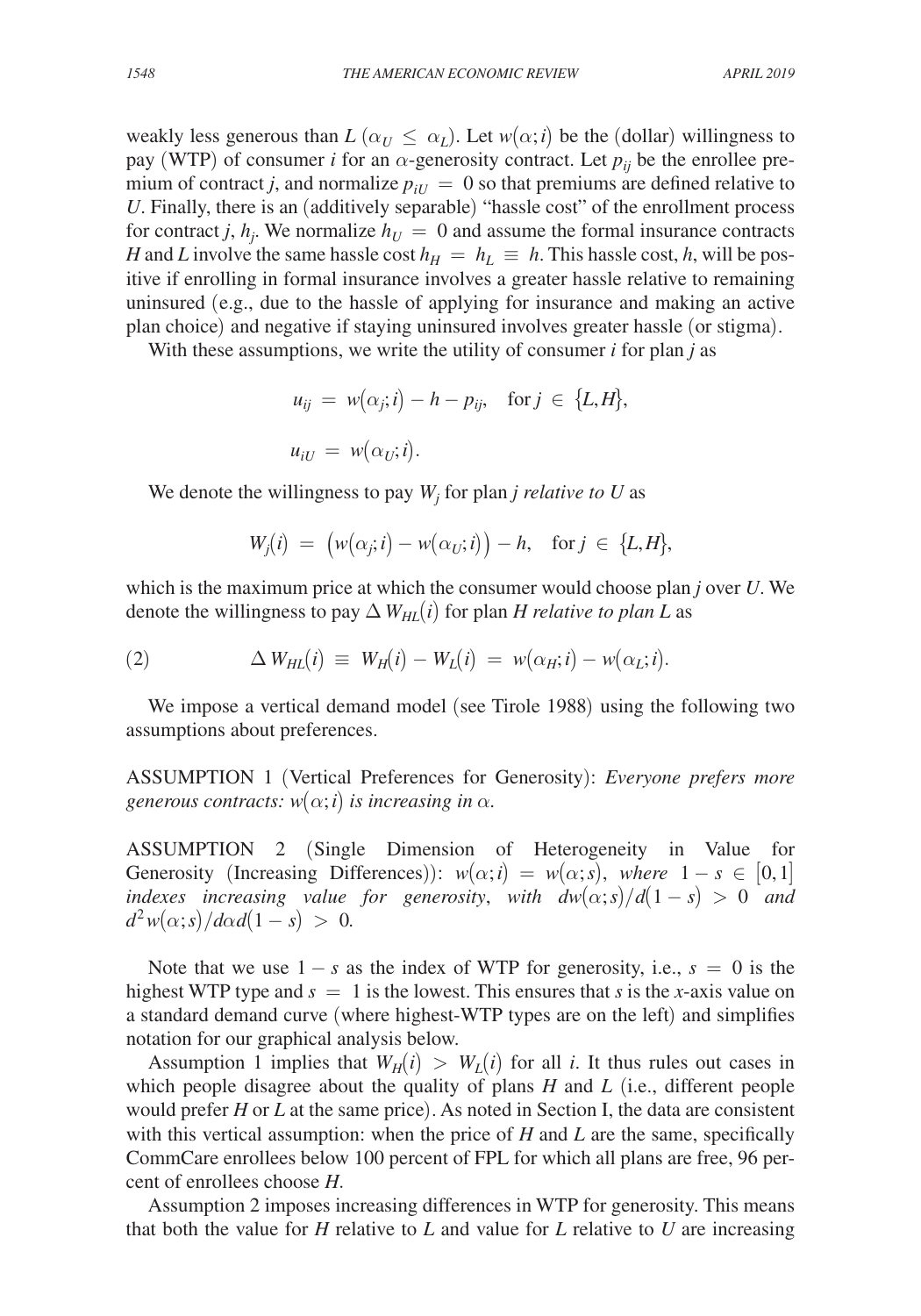weakly less generous than $L$ ($\alpha_U \leq \alpha_L$). Let $w(\alpha; i)$ be the (dollar) willingness to pay (WTP) of consumer $i$ for an $\alpha$-generosity contract. Let $p_{ij}$ be the enrollee premium of contract $j$, and normalize $p_{iU} = 0$ so that premiums are defined relative to $U$. Finally, there is an (additively separable) "hassle cost" of the enrollment process for contract $j$, $h_j$. We normalize $h_U = 0$ and assume the formal insurance contracts $H$ and $L$ involve the same hassle cost $h_H = h_L \equiv h$. This hassle cost, $h$, will be positive if enrolling in formal insurance involves a greater hassle relative to remaining uninsured (e.g., due to the hassle of applying for insurance and making an active plan choice) and negative if staying uninsured involves greater hassle (or stigma).

With these assumptions, we write the utility of consumer $i$ for plan $j$ as

$$u_{ij} = w(\alpha_j; i) - h - p_{ij}, \quad \text{for } j \in \{L, H\},$$

$$u_{iU} = w(\alpha_U; i).$$

We denote the willingness to pay $W_j$ for plan $j$ *relative to U* as

$$W_j(i) = \big(w(\alpha_j; i) - w(\alpha_U; i)\big) - h, \quad \text{for } j \in \{L, H\},$$

which is the maximum price at which the consumer would choose plan $j$ over $U$. We denote the willingness to pay $\Delta W_{HL}(i)$ for plan $H$ *relative to plan L* as

$$\Delta W_{HL}(i) \equiv W_H(i) - W_L(i) = w(\alpha_H; i) - w(\alpha_L; i). \tag{2}$$

We impose a vertical demand model (see Tirole 1988) using the following two assumptions about preferences.

ASSUMPTION 1 (Vertical Preferences for Generosity): *Everyone prefers more generous contracts: $w(\alpha; i)$ is increasing in $\alpha$.*

ASSUMPTION 2 (Single Dimension of Heterogeneity in Value for Generosity (Increasing Differences)): *$w(\alpha; i) = w(\alpha; s)$, where $1 - s \in [0, 1]$ indexes increasing value for generosity, with $dw(\alpha; s)/d(1 - s) > 0$ and $d^2 w(\alpha; s)/d\alpha d(1 - s) > 0$.*

Note that we use $1 - s$ as the index of WTP for generosity, i.e., $s = 0$ is the highest WTP type and $s = 1$ is the lowest. This ensures that $s$ is the $x$-axis value on a standard demand curve (where highest-WTP types are on the left) and simplifies notation for our graphical analysis below.

Assumption 1 implies that $W_H(i) > W_L(i)$ for all $i$. It thus rules out cases in which people disagree about the quality of plans $H$ and $L$ (i.e., different people would prefer $H$ or $L$ at the same price). As noted in Section I, the data are consistent with this vertical assumption: when the price of $H$ and $L$ are the same, specifically CommCare enrollees below 100 percent of FPL for which all plans are free, 96 percent of enrollees choose $H$.

Assumption 2 imposes increasing differences in WTP for generosity. This means that both the value for $H$ relative to $L$ and value for $L$ relative to $U$ are increasing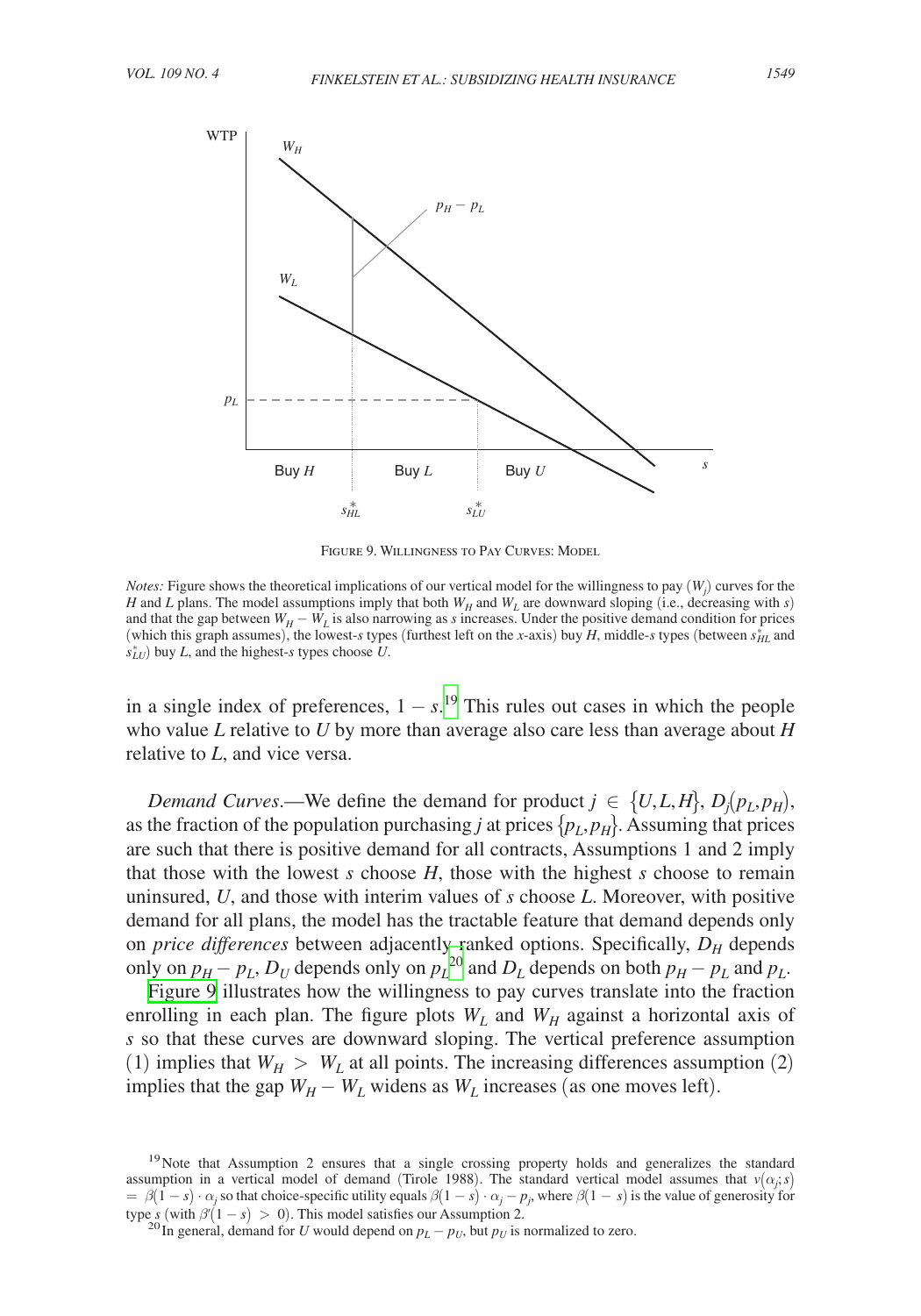Figure 9. Willingness to Pay Curves: Model

*Notes:* Figure shows the theoretical implications of our vertical model for the willingness to pay ($W_j$) curves for the $H$ and $L$ plans. The model assumptions imply that both $W_H$ and $W_L$ are downward sloping (i.e., decreasing with $s$) and that the gap between $W_H - W_L$ is also narrowing as $s$ increases. Under the positive demand condition for prices (which this graph assumes), the lowest-$s$ types (furthest left on the $x$-axis) buy $H$, middle-$s$ types (between $s^*_{HL}$ and $s^*_{LU}$) buy $L$, and the highest-$s$ types choose $U$.

in a single index of preferences, $1 - s$.[19] This rules out cases in which the people who value $L$ relative to $U$ by more than average also care less than average about $H$ relative to $L$, and vice versa.

*Demand Curves*.—We define the demand for product $j \in \{U, L, H\}$, $D_j(p_L, p_H)$, as the fraction of the population purchasing $j$ at prices $\{p_L, p_H\}$. Assuming that prices are such that there is positive demand for all contracts, Assumptions 1 and 2 imply that those with the lowest $s$ choose $H$, those with the highest $s$ choose to remain uninsured, $U$, and those with interim values of $s$ choose $L$. Moreover, with positive demand for all plans, the model has the tractable feature that demand depends only on *price differences* between adjacently ranked options. Specifically, $D_H$ depends only on $p_H - p_L$, $D_U$ depends only on $p_L$[20] and $D_L$ depends on both $p_H - p_L$ and $p_L$.

Figure 9 illustrates how the willingness to pay curves translate into the fraction enrolling in each plan. The figure plots $W_L$ and $W_H$ against a horizontal axis of $s$ so that these curves are downward sloping. The vertical preference assumption (1) implies that $W_H > W_L$ at all points. The increasing differences assumption (2) implies that the gap $W_H - W_L$ widens as $W_L$ increases (as one moves left).

[19] Note that Assumption 2 ensures that a single crossing property holds and generalizes the standard assumption in a vertical model of demand (Tirole 1988). The standard vertical model assumes that $v(\alpha_j; s) = \beta(1-s) \cdot \alpha_j$ so that choice-specific utility equals $\beta(1-s) \cdot \alpha_j - p_j$, where $\beta(1-s)$ is the value of generosity for type $s$ (with $\beta'(1-s) > 0$). This model satisfies our Assumption 2.

[20] In general, demand for $U$ would depend on $p_L - p_U$, but $p_U$ is normalized to zero.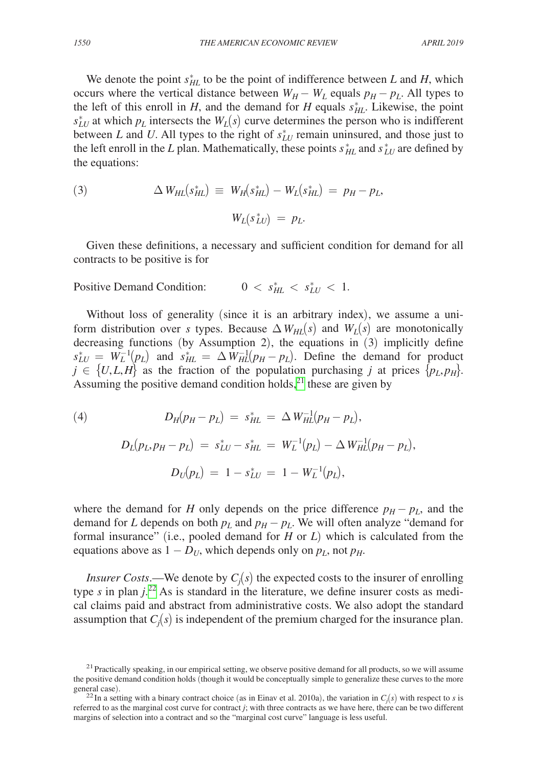We denote the point $s^*_{HL}$ to be the point of indifference between $L$ and $H$, which occurs where the vertical distance between $W_H - W_L$ equals $p_H - p_L$. All types to the left of this enroll in $H$, and the demand for $H$ equals $s^*_{HL}$. Likewise, the point $s^*_{LU}$ at which $p_L$ intersects the $W_L(s)$ curve determines the person who is indifferent between $L$ and $U$. All types to the right of $s^*_{LU}$ remain uninsured, and those just to the left enroll in the $L$ plan. Mathematically, these points $s^*_{HL}$ and $s^*_{LU}$ are defined by the equations:

$$\text{(3)} \qquad \Delta W_{HL}(s^*_{HL}) \equiv W_H(s^*_{HL}) - W_L(s^*_{HL}) = p_H - p_L,$$

$$W_L(s^*_{LU}) = p_L.$$

Given these definitions, a necessary and sufficient condition for demand for all contracts to be positive is for

Positive Demand Condition: $\quad 0 < s^*_{HL} < s^*_{LU} < 1.$

Without loss of generality (since it is an arbitrary index), we assume a uniform distribution over $s$ types. Because $\Delta W_{HL}(s)$ and $W_L(s)$ are monotonically decreasing functions (by Assumption 2), the equations in (3) implicitly define $s^*_{LU} = W_L^{-1}(p_L)$ and $s^*_{HL} = \Delta W_{HL}^{-1}(p_H - p_L)$. Define the demand for product $j \in \{U, L, H\}$ as the fraction of the population purchasing $j$ at prices $\{p_L, p_H\}$. Assuming the positive demand condition holds,[21] these are given by

$$\text{(4)} \qquad D_H(p_H - p_L) = s^*_{HL} = \Delta W_{HL}^{-1}(p_H - p_L),$$

$$D_L(p_L, p_H - p_L) = s^*_{LU} - s^*_{HL} = W_L^{-1}(p_L) - \Delta W_{HL}^{-1}(p_H - p_L),$$

$$D_U(p_L) = 1 - s^*_{LU} = 1 - W_L^{-1}(p_L),$$

where the demand for $H$ only depends on the price difference $p_H - p_L$, and the demand for $L$ depends on both $p_L$ and $p_H - p_L$. We will often analyze "demand for formal insurance" (i.e., pooled demand for $H$ or $L$) which is calculated from the equations above as $1 - D_U$, which depends only on $p_L$, not $p_H$.

*Insurer Costs*.—We denote by $C_j(s)$ the expected costs to the insurer of enrolling type $s$ in plan $j$.[22] As is standard in the literature, we define insurer costs as medical claims paid and abstract from administrative costs. We also adopt the standard assumption that $C_j(s)$ is independent of the premium charged for the insurance plan.

[21] Practically speaking, in our empirical setting, we observe positive demand for all products, so we will assume the positive demand condition holds (though it would be conceptually simple to generalize these curves to the more general case).

[22] In a setting with a binary contract choice (as in Einav et al. 2010a), the variation in $C_j(s)$ with respect to $s$ is referred to as the marginal cost curve for contract $j$; with three contracts as we have here, there can be two different margins of selection into a contract and so the "marginal cost curve" language is less useful.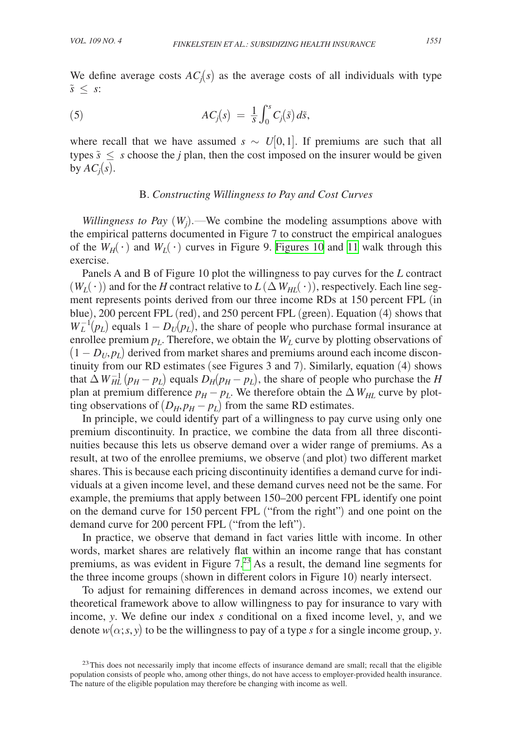We define average costs $AC_j(s)$ as the average costs of all individuals with type $\tilde{s} \leq s$:

$$AC_j(s) = \frac{1}{s}\int_0^s C_j(\tilde{s})\,d\tilde{s}, \tag{5}$$

where recall that we have assumed $s \sim U[0,1]$. If premiums are such that all types $\tilde{s} \leq s$ choose the $j$ plan, then the cost imposed on the insurer would be given by $AC_j(s)$.

### B. *Constructing Willingness to Pay and Cost Curves*

*Willingness to Pay* ($W_j$).—We combine the modeling assumptions above with the empirical patterns documented in Figure 7 to construct the empirical analogues of the $W_H(\cdot)$ and $W_L(\cdot)$ curves in Figure 9. Figures 10 and 11 walk through this exercise.

Panels A and B of Figure 10 plot the willingness to pay curves for the $L$ contract ($W_L(\cdot)$) and for the $H$ contract relative to $L$ ($\Delta W_{HL}(\cdot)$), respectively. Each line segment represents points derived from our three income RDs at 150 percent FPL (in blue), 200 percent FPL (red), and 250 percent FPL (green). Equation (4) shows that $W_L^{-1}(p_L)$ equals $1 - D_U(p_L)$, the share of people who purchase formal insurance at enrollee premium $p_L$. Therefore, we obtain the $W_L$ curve by plotting observations of $(1 - D_U, p_L)$ derived from market shares and premiums around each income discontinuity from our RD estimates (see Figures 3 and 7). Similarly, equation (4) shows that $\Delta W_{HL}^{-1}(p_H - p_L)$ equals $D_H(p_H - p_L)$, the share of people who purchase the $H$ plan at premium difference $p_H - p_L$. We therefore obtain the $\Delta W_{HL}$ curve by plotting observations of $(D_H, p_H - p_L)$ from the same RD estimates.

In principle, we could identify part of a willingness to pay curve using only one premium discontinuity. In practice, we combine the data from all three discontinuities because this lets us observe demand over a wider range of premiums. As a result, at two of the enrollee premiums, we observe (and plot) two different market shares. This is because each pricing discontinuity identifies a demand curve for individuals at a given income level, and these demand curves need not be the same. For example, the premiums that apply between 150–200 percent FPL identify one point on the demand curve for 150 percent FPL ("from the right") and one point on the demand curve for 200 percent FPL ("from the left").

In practice, we observe that demand in fact varies little with income. In other words, market shares are relatively flat within an income range that has constant premiums, as was evident in Figure 7.[23] As a result, the demand line segments for the three income groups (shown in different colors in Figure 10) nearly intersect.

To adjust for remaining differences in demand across incomes, we extend our theoretical framework above to allow willingness to pay for insurance to vary with income, $y$. We define our index $s$ conditional on a fixed income level, $y$, and we denote $w(\alpha; s, y)$ to be the willingness to pay of a type $s$ for a single income group, $y$.

[23] This does not necessarily imply that income effects of insurance demand are small; recall that the eligible population consists of people who, among other things, do not have access to employer-provided health insurance. The nature of the eligible population may therefore be changing with income as well.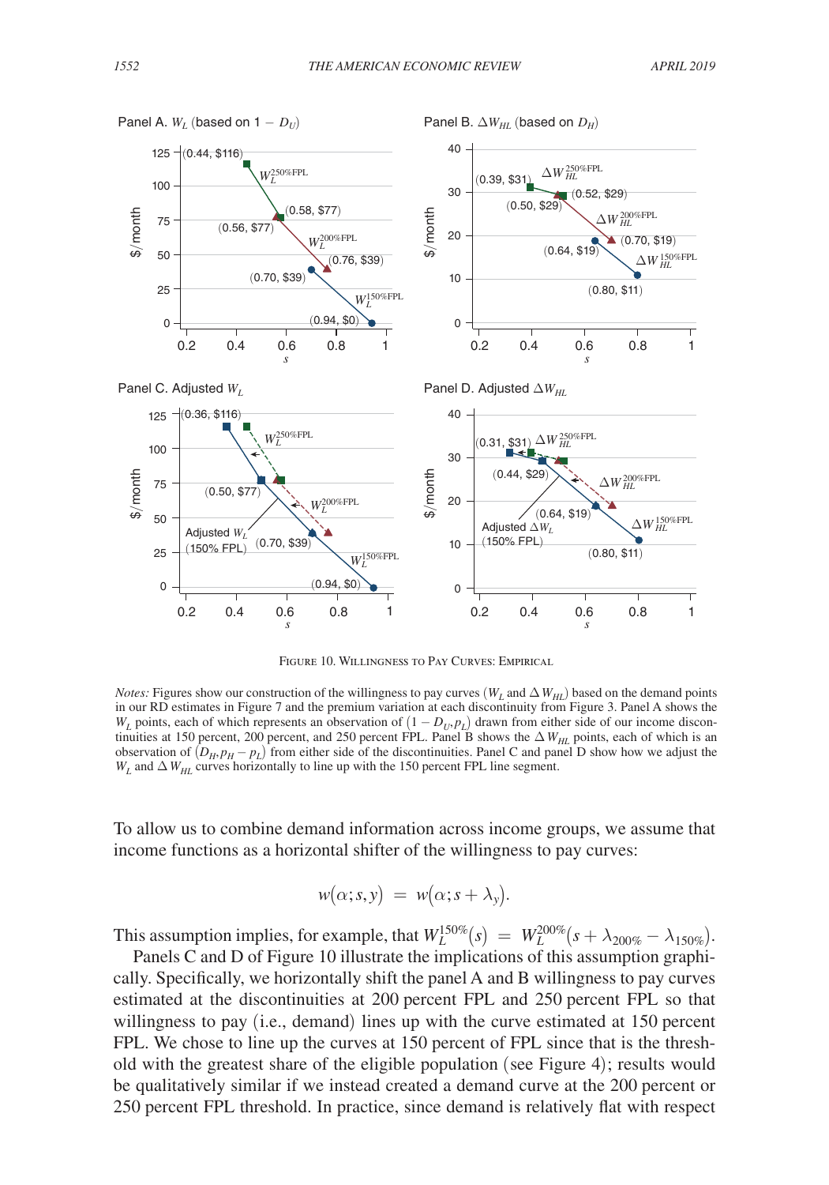Figure 10. Willingness to Pay Curves: Empirical

*Notes:* Figures show our construction of the willingness to pay curves ($W_L$ and $\Delta W_{HL}$) based on the demand points in our RD estimates in Figure 7 and the premium variation at each discontinuity from Figure 3. Panel A shows the $W_L$ points, each of which represents an observation of $(1 - D_U, p_L)$ drawn from either side of our income discontinuities at 150 percent, 200 percent, and 250 percent FPL. Panel B shows the $\Delta W_{HL}$ points, each of which is an observation of $(D_H, p_H - p_L)$ from either side of the discontinuities. Panel C and panel D show how we adjust the $W_L$ and $\Delta W_{HL}$ curves horizontally to line up with the 150 percent FPL line segment.

To allow us to combine demand information across income groups, we assume that income functions as a horizontal shifter of the willingness to pay curves:

$$w(\alpha; s, y) \;=\; w(\alpha; s + \lambda_y).$$

This assumption implies, for example, that $W_L^{150\%}(s) \;=\; W_L^{200\%}(s + \lambda_{200\%} - \lambda_{150\%})$.

Panels C and D of Figure 10 illustrate the implications of this assumption graphically. Specifically, we horizontally shift the panel A and B willingness to pay curves estimated at the discontinuities at 200 percent FPL and 250 percent FPL so that willingness to pay (i.e., demand) lines up with the curve estimated at 150 percent FPL. We chose to line up the curves at 150 percent of FPL since that is the threshold with the greatest share of the eligible population (see Figure 4); results would be qualitatively similar if we instead created a demand curve at the 200 percent or 250 percent FPL threshold. In practice, since demand is relatively flat with respect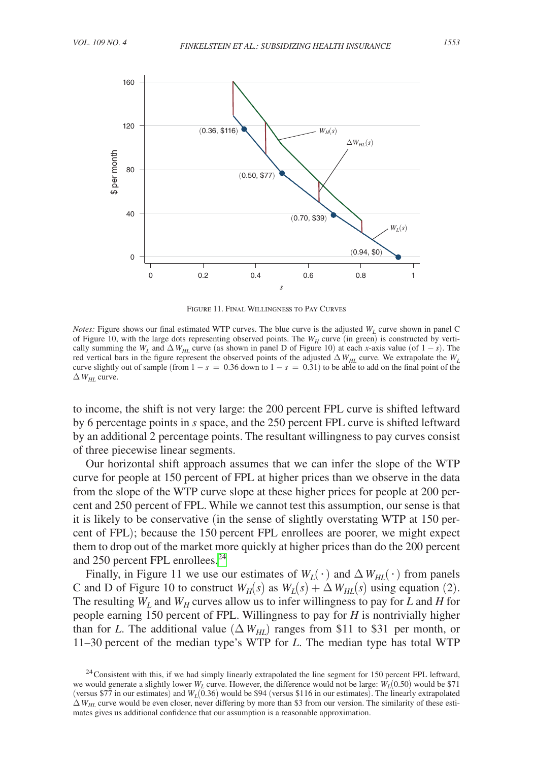Figure 11. Final Willingness to Pay Curves

*Notes:* Figure shows our final estimated WTP curves. The blue curve is the adjusted $W_L$ curve shown in panel C of Figure 10, with the large dots representing observed points. The $W_H$ curve (in green) is constructed by vertically summing the $W_L$ and $\Delta W_{HL}$ curve (as shown in panel D of Figure 10) at each *x*-axis value (of $1 - s$). The red vertical bars in the figure represent the observed points of the adjusted $\Delta W_{HL}$ curve. We extrapolate the $W_L$ curve slightly out of sample (from $1 - s = 0.36$ down to $1 - s = 0.31$) to be able to add on the final point of the $\Delta W_{HL}$ curve.

to income, the shift is not very large: the 200 percent FPL curve is shifted leftward by 6 percentage points in *s* space, and the 250 percent FPL curve is shifted leftward by an additional 2 percentage points. The resultant willingness to pay curves consist of three piecewise linear segments.

Our horizontal shift approach assumes that we can infer the slope of the WTP curve for people at 150 percent of FPL at higher prices than we observe in the data from the slope of the WTP curve slope at these higher prices for people at 200 percent and 250 percent of FPL. While we cannot test this assumption, our sense is that it is likely to be conservative (in the sense of slightly overstating WTP at 150 percent of FPL); because the 150 percent FPL enrollees are poorer, we might expect them to drop out of the market more quickly at higher prices than do the 200 percent and 250 percent FPL enrollees.[24]

Finally, in Figure 11 we use our estimates of $W_L(\cdot)$ and $\Delta W_{HL}(\cdot)$ from panels C and D of Figure 10 to construct $W_H(s)$ as $W_L(s) + \Delta W_{HL}(s)$ using equation (2). The resulting $W_L$ and $W_H$ curves allow us to infer willingness to pay for *L* and *H* for people earning 150 percent of FPL. Willingness to pay for *H* is nontrivially higher than for *L*. The additional value ($\Delta W_{HL}$) ranges from \$11 to \$31 per month, or 11–30 percent of the median type's WTP for *L*. The median type has total WTP

[24] Consistent with this, if we had simply linearly extrapolated the line segment for 150 percent FPL leftward, we would generate a slightly lower $W_L$ curve. However, the difference would not be large: $W_L(0.50)$ would be \$71 (versus \$77 in our estimates) and $W_L(0.36)$ would be \$94 (versus \$116 in our estimates). The linearly extrapolated $\Delta W_{HL}$ curve would be even closer, never differing by more than \$3 from our version. The similarity of these estimates gives us additional confidence that our assumption is a reasonable approximation.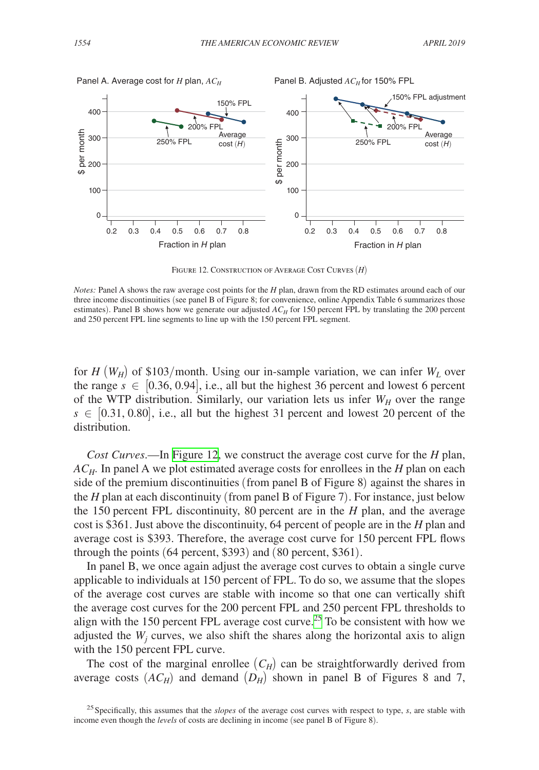Figure 12. Construction of Average Cost Curves $(H)$

*Notes:* Panel A shows the raw average cost points for the $H$ plan, drawn from the RD estimates around each of our three income discontinuities (see panel B of Figure 8; for convenience, online Appendix Table 6 summarizes those estimates). Panel B shows how we generate our adjusted $AC_H$ for 150 percent FPL by translating the 200 percent and 250 percent FPL line segments to line up with the 150 percent FPL segment.

for $H$ $(W_H)$ of \$103/month. Using our in-sample variation, we can infer $W_L$ over the range $s \in [0.36, 0.94]$, i.e., all but the highest 36 percent and lowest 6 percent of the WTP distribution. Similarly, our variation lets us infer $W_H$ over the range $s \in [0.31, 0.80]$, i.e., all but the highest 31 percent and lowest 20 percent of the distribution.

*Cost Curves*.—In Figure 12, we construct the average cost curve for the $H$ plan, $AC_H$. In panel A we plot estimated average costs for enrollees in the $H$ plan on each side of the premium discontinuities (from panel B of Figure 8) against the shares in the $H$ plan at each discontinuity (from panel B of Figure 7). For instance, just below the 150 percent FPL discontinuity, 80 percent are in the $H$ plan, and the average cost is \$361. Just above the discontinuity, 64 percent of people are in the $H$ plan and average cost is \$393. Therefore, the average cost curve for 150 percent FPL flows through the points (64 percent, \$393) and (80 percent, \$361).

In panel B, we once again adjust the average cost curves to obtain a single curve applicable to individuals at 150 percent of FPL. To do so, we assume that the slopes of the average cost curves are stable with income so that one can vertically shift the average cost curves for the 200 percent FPL and 250 percent FPL thresholds to align with the 150 percent FPL average cost curve.[25] To be consistent with how we adjusted the $W_j$ curves, we also shift the shares along the horizontal axis to align with the 150 percent FPL curve.

The cost of the marginal enrollee $(C_H)$ can be straightforwardly derived from average costs $(AC_H)$ and demand $(D_H)$ shown in panel B of Figures 8 and 7,

[25] Specifically, this assumes that the *slopes* of the average cost curves with respect to type, $s$, are stable with income even though the *levels* of costs are declining in income (see panel B of Figure 8).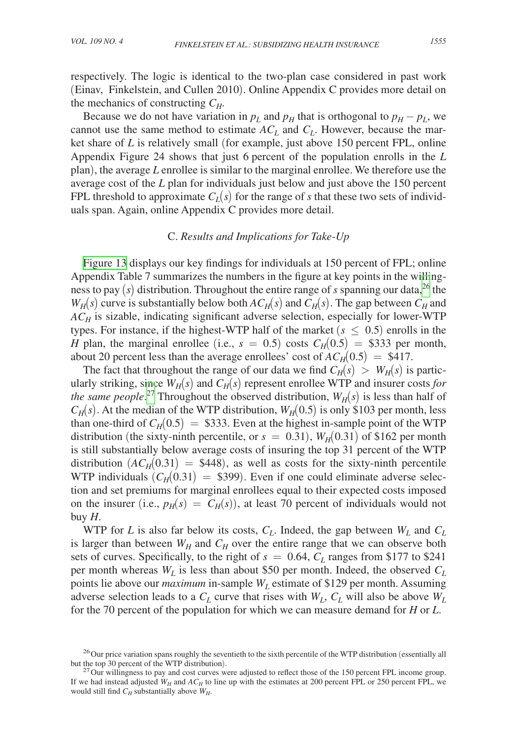respectively. The logic is identical to the two-plan case considered in past work (Einav, Finkelstein, and Cullen 2010). Online Appendix C provides more detail on the mechanics of constructing $C_H$.

Because we do not have variation in $p_L$ and $p_H$ that is orthogonal to $p_H - p_L$, we cannot use the same method to estimate $AC_L$ and $C_L$. However, because the market share of $L$ is relatively small (for example, just above 150 percent FPL, online Appendix Figure 24 shows that just 6 percent of the population enrolls in the $L$ plan), the average $L$ enrollee is similar to the marginal enrollee. We therefore use the average cost of the $L$ plan for individuals just below and just above the 150 percent FPL threshold to approximate $C_L(s)$ for the range of $s$ that these two sets of individuals span. Again, online Appendix C provides more detail.

### C. *Results and Implications for Take-Up*

Figure 13 displays our key findings for individuals at 150 percent of FPL; online Appendix Table 7 summarizes the numbers in the figure at key points in the willingness to pay $(s)$ distribution. Throughout the entire range of $s$ spanning our data,[26] the $W_H(s)$ curve is substantially below both $AC_H(s)$ and $C_H(s)$. The gap between $C_H$ and $AC_H$ is sizable, indicating significant adverse selection, especially for lower-WTP types. For instance, if the highest-WTP half of the market ($s \leq 0.5$) enrolls in the $H$ plan, the marginal enrollee (i.e., $s = 0.5$) costs $C_H(0.5) = \$333$ per month, about 20 percent less than the average enrollees' cost of $AC_H(0.5) = \$417$.

The fact that throughout the range of our data we find $C_H(s) > W_H(s)$ is particularly striking, since $W_H(s)$ and $C_H(s)$ represent enrollee WTP and insurer costs *for the same people*.[27] Throughout the observed distribution, $W_H(s)$ is less than half of $C_H(s)$. At the median of the WTP distribution, $W_H(0.5)$ is only \$103 per month, less than one-third of $C_H(0.5) = \$333$. Even at the highest in-sample point of the WTP distribution (the sixty-ninth percentile, or $s = 0.31$), $W_H(0.31)$ of \$162 per month is still substantially below average costs of insuring the top 31 percent of the WTP distribution ($AC_H(0.31) = \$448$), as well as costs for the sixty-ninth percentile WTP individuals ($C_H(0.31) = \$399$). Even if one could eliminate adverse selection and set premiums for marginal enrollees equal to their expected costs imposed on the insurer (i.e., $p_H(s) = C_H(s)$), at least 70 percent of individuals would not buy $H$.

WTP for $L$ is also far below its costs, $C_L$. Indeed, the gap between $W_L$ and $C_L$ is larger than between $W_H$ and $C_H$ over the entire range that we can observe both sets of curves. Specifically, to the right of $s = 0.64$, $C_L$ ranges from \$177 to \$241 per month whereas $W_L$ is less than about \$50 per month. Indeed, the observed $C_L$ points lie above our *maximum* in-sample $W_L$ estimate of \$129 per month. Assuming adverse selection leads to a $C_L$ curve that rises with $W_L$, $C_L$ will also be above $W_L$ for the 70 percent of the population for which we can measure demand for $H$ or $L$.

[26] Our price variation spans roughly the seventieth to the sixth percentile of the WTP distribution (essentially all but the top 30 percent of the WTP distribution).

[27] Our willingness to pay and cost curves were adjusted to reflect those of the 150 percent FPL income group. If we had instead adjusted $W_H$ and $AC_H$ to line up with the estimates at 200 percent FPL or 250 percent FPL, we would still find $C_H$ substantially above $W_H$.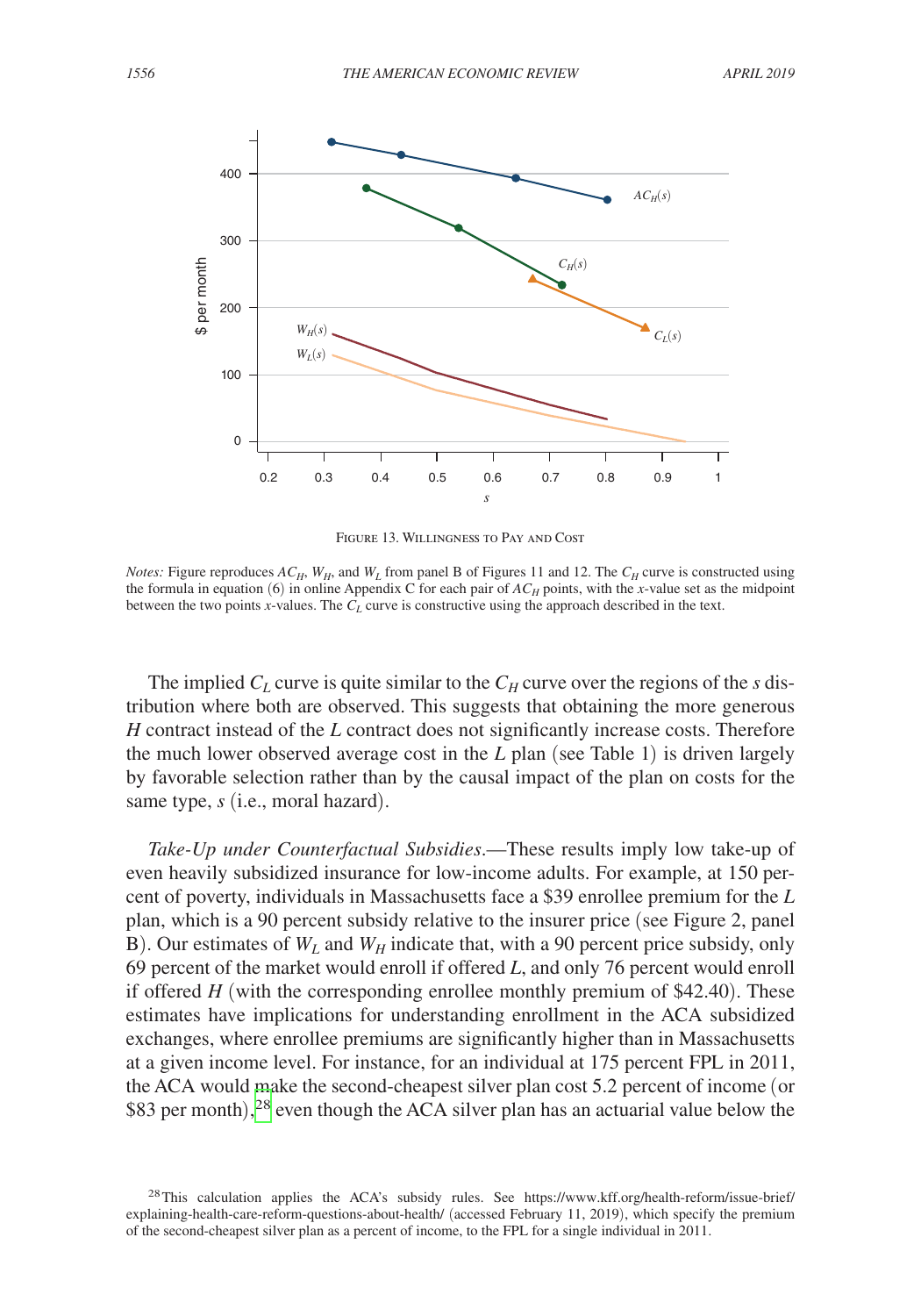Figure 13. Willingness to Pay and Cost

*Notes:* Figure reproduces $AC_H$, $W_H$, and $W_L$ from panel B of Figures 11 and 12. The $C_H$ curve is constructed using the formula in equation (6) in online Appendix C for each pair of $AC_H$ points, with the $x$-value set as the midpoint between the two points $x$-values. The $C_L$ curve is constructive using the approach described in the text.

The implied $C_L$ curve is quite similar to the $C_H$ curve over the regions of the $s$ distribution where both are observed. This suggests that obtaining the more generous $H$ contract instead of the $L$ contract does not significantly increase costs. Therefore the much lower observed average cost in the $L$ plan (see Table 1) is driven largely by favorable selection rather than by the causal impact of the plan on costs for the same type, $s$ (i.e., moral hazard).

*Take-Up under Counterfactual Subsidies*.—These results imply low take-up of even heavily subsidized insurance for low-income adults. For example, at 150 percent of poverty, individuals in Massachusetts face a \$39 enrollee premium for the $L$ plan, which is a 90 percent subsidy relative to the insurer price (see Figure 2, panel B). Our estimates of $W_L$ and $W_H$ indicate that, with a 90 percent price subsidy, only 69 percent of the market would enroll if offered $L$, and only 76 percent would enroll if offered $H$ (with the corresponding enrollee monthly premium of \$42.40). These estimates have implications for understanding enrollment in the ACA subsidized exchanges, where enrollee premiums are significantly higher than in Massachusetts at a given income level. For instance, for an individual at 175 percent FPL in 2011, the ACA would make the second-cheapest silver plan cost 5.2 percent of income (or \$83 per month),[28] even though the ACA silver plan has an actuarial value below the

[28] This calculation applies the ACA's subsidy rules. See https://www.kff.org/health-reform/issue-brief/explaining-health-care-reform-questions-about-health/ (accessed February 11, 2019), which specify the premium of the second-cheapest silver plan as a percent of income, to the FPL for a single individual in 2011.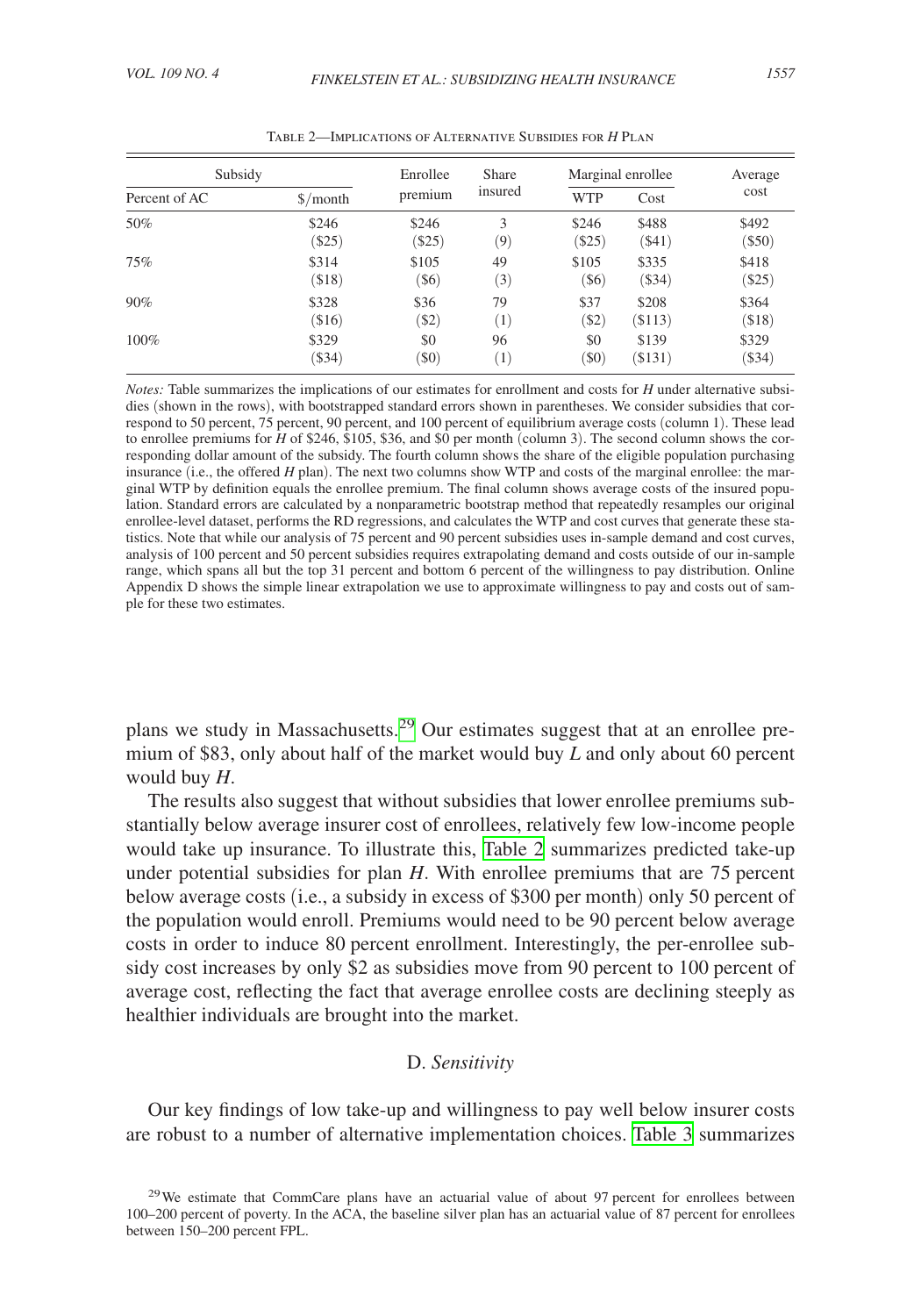Table 2—Implications of Alternative Subsidies for *H* Plan

| Subsidy | | Enrollee premium | Share insured | Marginal enrollee | | Average cost |
|---|---|---|---|---|---|---|
| Percent of AC | \$/month | | | WTP | Cost | |
| 50% | \$246 | \$246 | 3 | \$246 | \$488 | \$492 |
| | (\$25) | (\$25) | (9) | (\$25) | (\$41) | (\$50) |
| 75% | \$314 | \$105 | 49 | \$105 | \$335 | \$418 |
| | (\$18) | (\$6) | (3) | (\$6) | (\$34) | (\$25) |
| 90% | \$328 | \$36 | 79 | \$37 | \$208 | \$364 |
| | (\$16) | (\$2) | (1) | (\$2) | (\$113) | (\$18) |
| 100% | \$329 | \$0 | 96 | \$0 | \$139 | \$329 |
| | (\$34) | (\$0) | (1) | (\$0) | (\$131) | (\$34) |

*Notes:* Table summarizes the implications of our estimates for enrollment and costs for *H* under alternative subsidies (shown in the rows), with bootstrapped standard errors shown in parentheses. We consider subsidies that correspond to 50 percent, 75 percent, 90 percent, and 100 percent of equilibrium average costs (column 1). These lead to enrollee premiums for *H* of \$246, \$105, \$36, and \$0 per month (column 3). The second column shows the corresponding dollar amount of the subsidy. The fourth column shows the share of the eligible population purchasing insurance (i.e., the offered *H* plan). The next two columns show WTP and costs of the marginal enrollee: the marginal WTP by definition equals the enrollee premium. The final column shows average costs of the insured population. Standard errors are calculated by a nonparametric bootstrap method that repeatedly resamples our original enrollee-level dataset, performs the RD regressions, and calculates the WTP and cost curves that generate these statistics. Note that while our analysis of 75 percent and 90 percent subsidies uses in-sample demand and cost curves, analysis of 100 percent and 50 percent subsidies requires extrapolating demand and costs outside of our in-sample range, which spans all but the top 31 percent and bottom 6 percent of the willingness to pay distribution. Online Appendix D shows the simple linear extrapolation we use to approximate willingness to pay and costs out of sample for these two estimates.

plans we study in Massachusetts.[29] Our estimates suggest that at an enrollee premium of \$83, only about half of the market would buy *L* and only about 60 percent would buy *H*.

The results also suggest that without subsidies that lower enrollee premiums substantially below average insurer cost of enrollees, relatively few low-income people would take up insurance. To illustrate this, Table 2 summarizes predicted take-up under potential subsidies for plan *H*. With enrollee premiums that are 75 percent below average costs (i.e., a subsidy in excess of \$300 per month) only 50 percent of the population would enroll. Premiums would need to be 90 percent below average costs in order to induce 80 percent enrollment. Interestingly, the per-enrollee subsidy cost increases by only \$2 as subsidies move from 90 percent to 100 percent of average cost, reflecting the fact that average enrollee costs are declining steeply as healthier individuals are brought into the market.

### D. *Sensitivity*

Our key findings of low take-up and willingness to pay well below insurer costs are robust to a number of alternative implementation choices. Table 3 summarizes

[29] We estimate that CommCare plans have an actuarial value of about 97 percent for enrollees between 100–200 percent of poverty. In the ACA, the baseline silver plan has an actuarial value of 87 percent for enrollees between 150–200 percent FPL.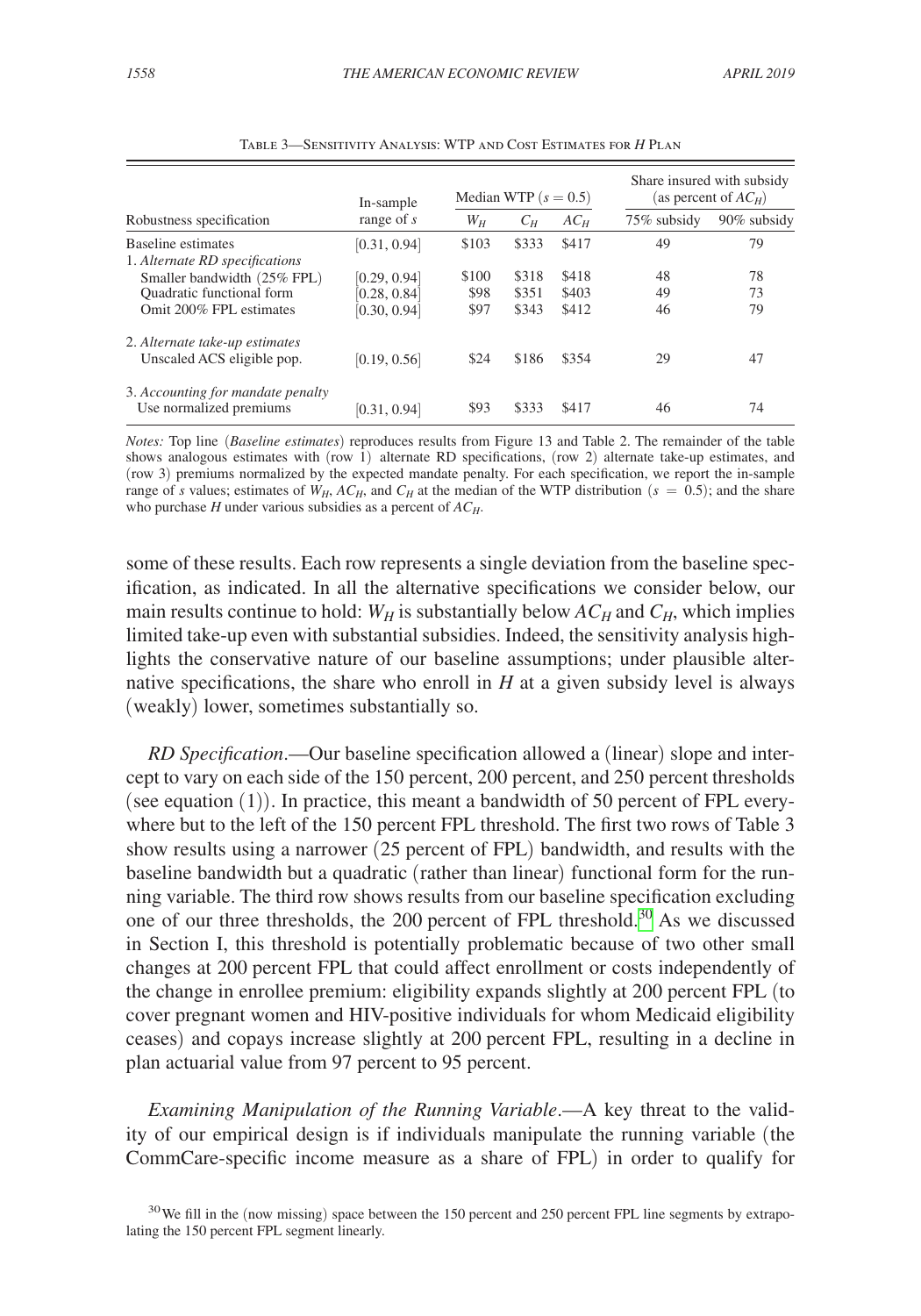Table 3—Sensitivity Analysis: WTP and Cost Estimates for *H* Plan

| Robustness specification | In-sample range of $s$ | Median WTP ($s = 0.5$) | | | Share insured with subsidy (as percent of $AC_H$) | |
|---|---|---|---|---|---|---|
| | | $W_H$ | $C_H$ | $AC_H$ | 75% subsidy | 90% subsidy |
| Baseline estimates | [0.31, 0.94] | $103 | $333 | $417 | 49 | 79 |
| 1. *Alternate RD specifications* | | | | | | |
| Smaller bandwidth (25% FPL) | [0.29, 0.94] | $100 | $318 | $418 | 48 | 78 |
| Quadratic functional form | [0.28, 0.84] | $98 | $351 | $403 | 49 | 73 |
| Omit 200% FPL estimates | [0.30, 0.94] | $97 | $343 | $412 | 46 | 79 |
| 2. *Alternate take-up estimates* | | | | | | |
| Unscaled ACS eligible pop. | [0.19, 0.56] | $24 | $186 | $354 | 29 | 47 |
| 3. *Accounting for mandate penalty* | | | | | | |
| Use normalized premiums | [0.31, 0.94] | $93 | $333 | $417 | 46 | 74 |

*Notes:* Top line (*Baseline estimates*) reproduces results from Figure 13 and Table 2. The remainder of the table shows analogous estimates with (row 1) alternate RD specifications, (row 2) alternate take-up estimates, and (row 3) premiums normalized by the expected mandate penalty. For each specification, we report the in-sample range of $s$ values; estimates of $W_H$, $AC_H$, and $C_H$ at the median of the WTP distribution ($s = 0.5$); and the share who purchase $H$ under various subsidies as a percent of $AC_H$.

some of these results. Each row represents a single deviation from the baseline specification, as indicated. In all the alternative specifications we consider below, our main results continue to hold: $W_H$ is substantially below $AC_H$ and $C_H$, which implies limited take-up even with substantial subsidies. Indeed, the sensitivity analysis highlights the conservative nature of our baseline assumptions; under plausible alternative specifications, the share who enroll in $H$ at a given subsidy level is always (weakly) lower, sometimes substantially so.

*RD Specification*.—Our baseline specification allowed a (linear) slope and intercept to vary on each side of the 150 percent, 200 percent, and 250 percent thresholds (see equation (1)). In practice, this meant a bandwidth of 50 percent of FPL everywhere but to the left of the 150 percent FPL threshold. The first two rows of Table 3 show results using a narrower (25 percent of FPL) bandwidth, and results with the baseline bandwidth but a quadratic (rather than linear) functional form for the running variable. The third row shows results from our baseline specification excluding one of our three thresholds, the 200 percent of FPL threshold.[30] As we discussed in Section I, this threshold is potentially problematic because of two other small changes at 200 percent FPL that could affect enrollment or costs independently of the change in enrollee premium: eligibility expands slightly at 200 percent FPL (to cover pregnant women and HIV-positive individuals for whom Medicaid eligibility ceases) and copays increase slightly at 200 percent FPL, resulting in a decline in plan actuarial value from 97 percent to 95 percent.

*Examining Manipulation of the Running Variable*.—A key threat to the validity of our empirical design is if individuals manipulate the running variable (the CommCare-specific income measure as a share of FPL) in order to qualify for

[30] We fill in the (now missing) space between the 150 percent and 250 percent FPL line segments by extrapolating the 150 percent FPL segment linearly.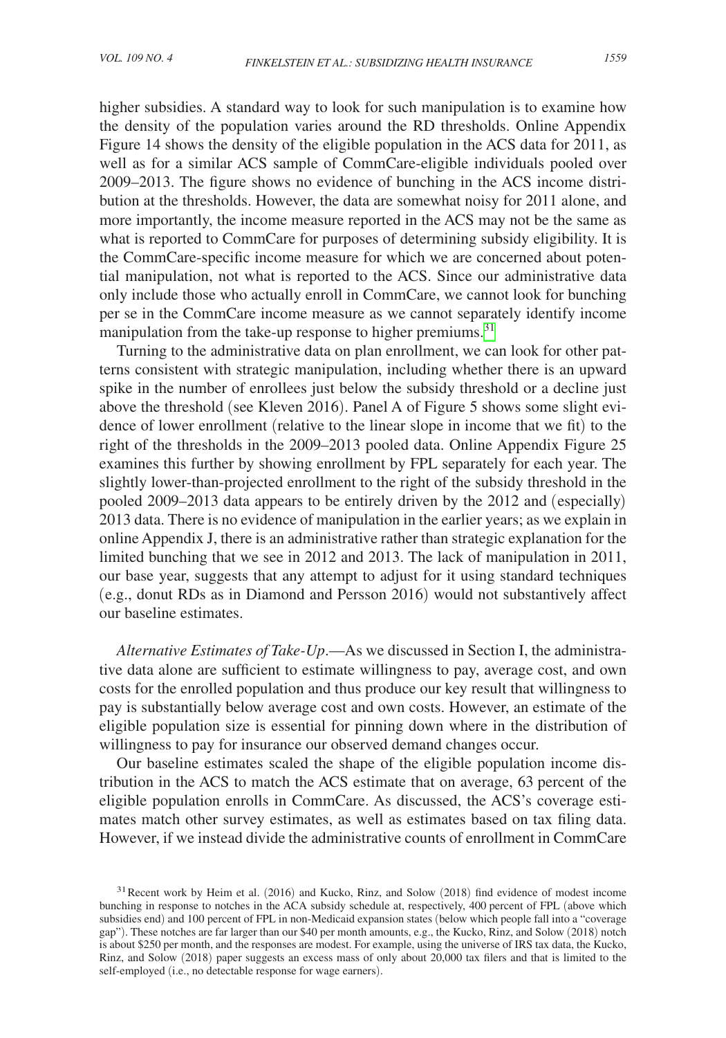higher subsidies. A standard way to look for such manipulation is to examine how the density of the population varies around the RD thresholds. Online Appendix Figure 14 shows the density of the eligible population in the ACS data for 2011, as well as for a similar ACS sample of CommCare-eligible individuals pooled over 2009–2013. The figure shows no evidence of bunching in the ACS income distribution at the thresholds. However, the data are somewhat noisy for 2011 alone, and more importantly, the income measure reported in the ACS may not be the same as what is reported to CommCare for purposes of determining subsidy eligibility. It is the CommCare-specific income measure for which we are concerned about potential manipulation, not what is reported to the ACS. Since our administrative data only include those who actually enroll in CommCare, we cannot look for bunching per se in the CommCare income measure as we cannot separately identify income manipulation from the take-up response to higher premiums.[31]

Turning to the administrative data on plan enrollment, we can look for other patterns consistent with strategic manipulation, including whether there is an upward spike in the number of enrollees just below the subsidy threshold or a decline just above the threshold (see Kleven 2016). Panel A of Figure 5 shows some slight evidence of lower enrollment (relative to the linear slope in income that we fit) to the right of the thresholds in the 2009–2013 pooled data. Online Appendix Figure 25 examines this further by showing enrollment by FPL separately for each year. The slightly lower-than-projected enrollment to the right of the subsidy threshold in the pooled 2009–2013 data appears to be entirely driven by the 2012 and (especially) 2013 data. There is no evidence of manipulation in the earlier years; as we explain in online Appendix J, there is an administrative rather than strategic explanation for the limited bunching that we see in 2012 and 2013. The lack of manipulation in 2011, our base year, suggests that any attempt to adjust for it using standard techniques (e.g., donut RDs as in Diamond and Persson 2016) would not substantively affect our baseline estimates.

*Alternative Estimates of Take-Up*.—As we discussed in Section I, the administrative data alone are sufficient to estimate willingness to pay, average cost, and own costs for the enrolled population and thus produce our key result that willingness to pay is substantially below average cost and own costs. However, an estimate of the eligible population size is essential for pinning down where in the distribution of willingness to pay for insurance our observed demand changes occur.

Our baseline estimates scaled the shape of the eligible population income distribution in the ACS to match the ACS estimate that on average, 63 percent of the eligible population enrolls in CommCare. As discussed, the ACS's coverage estimates match other survey estimates, as well as estimates based on tax filing data. However, if we instead divide the administrative counts of enrollment in CommCare

[31] Recent work by Heim et al. (2016) and Kucko, Rinz, and Solow (2018) find evidence of modest income bunching in response to notches in the ACA subsidy schedule at, respectively, 400 percent of FPL (above which subsidies end) and 100 percent of FPL in non-Medicaid expansion states (below which people fall into a "coverage gap"). These notches are far larger than our \$40 per month amounts, e.g., the Kucko, Rinz, and Solow (2018) notch is about \$250 per month, and the responses are modest. For example, using the universe of IRS tax data, the Kucko, Rinz, and Solow (2018) paper suggests an excess mass of only about 20,000 tax filers and that is limited to the self-employed (i.e., no detectable response for wage earners).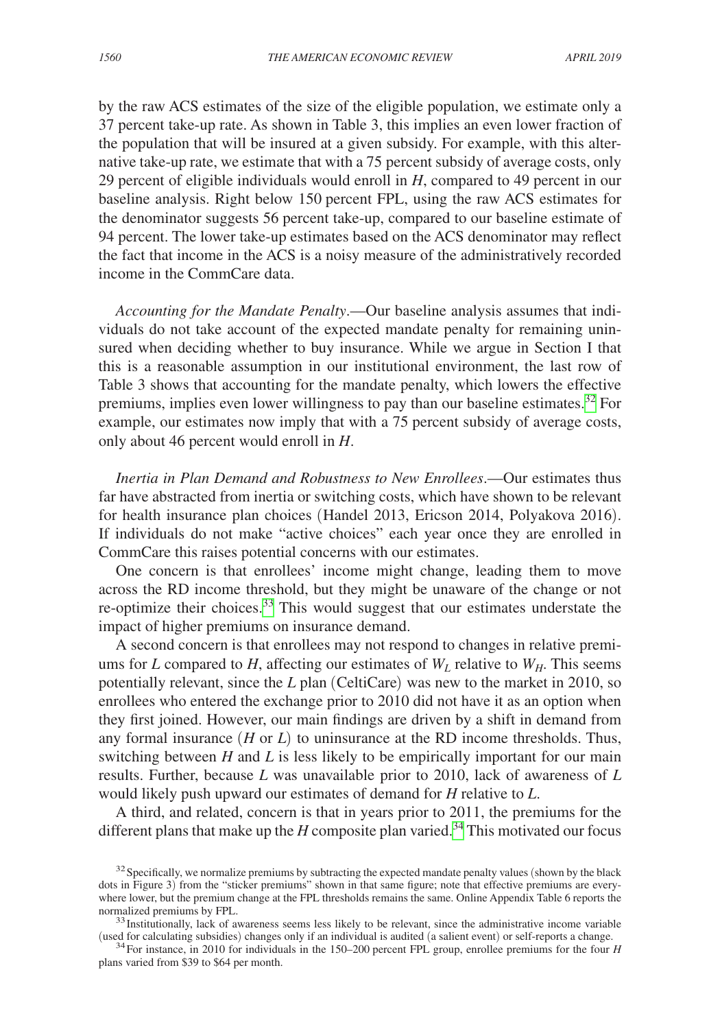by the raw ACS estimates of the size of the eligible population, we estimate only a 37 percent take-up rate. As shown in Table 3, this implies an even lower fraction of the population that will be insured at a given subsidy. For example, with this alternative take-up rate, we estimate that with a 75 percent subsidy of average costs, only 29 percent of eligible individuals would enroll in $H$, compared to 49 percent in our baseline analysis. Right below 150 percent FPL, using the raw ACS estimates for the denominator suggests 56 percent take-up, compared to our baseline estimate of 94 percent. The lower take-up estimates based on the ACS denominator may reflect the fact that income in the ACS is a noisy measure of the administratively recorded income in the CommCare data.

*Accounting for the Mandate Penalty*.—Our baseline analysis assumes that individuals do not take account of the expected mandate penalty for remaining uninsured when deciding whether to buy insurance. While we argue in Section I that this is a reasonable assumption in our institutional environment, the last row of Table 3 shows that accounting for the mandate penalty, which lowers the effective premiums, implies even lower willingness to pay than our baseline estimates.[32] For example, our estimates now imply that with a 75 percent subsidy of average costs, only about 46 percent would enroll in $H$.

*Inertia in Plan Demand and Robustness to New Enrollees*.—Our estimates thus far have abstracted from inertia or switching costs, which have shown to be relevant for health insurance plan choices (Handel 2013, Ericson 2014, Polyakova 2016). If individuals do not make "active choices" each year once they are enrolled in CommCare this raises potential concerns with our estimates.

One concern is that enrollees' income might change, leading them to move across the RD income threshold, but they might be unaware of the change or not re-optimize their choices.[33] This would suggest that our estimates understate the impact of higher premiums on insurance demand.

A second concern is that enrollees may not respond to changes in relative premiums for $L$ compared to $H$, affecting our estimates of $W_L$ relative to $W_H$. This seems potentially relevant, since the $L$ plan (CeltiCare) was new to the market in 2010, so enrollees who entered the exchange prior to 2010 did not have it as an option when they first joined. However, our main findings are driven by a shift in demand from any formal insurance ($H$ or $L$) to uninsurance at the RD income thresholds. Thus, switching between $H$ and $L$ is less likely to be empirically important for our main results. Further, because $L$ was unavailable prior to 2010, lack of awareness of $L$ would likely push upward our estimates of demand for $H$ relative to $L$.

A third, and related, concern is that in years prior to 2011, the premiums for the different plans that make up the $H$ composite plan varied.[34] This motivated our focus

[32] Specifically, we normalize premiums by subtracting the expected mandate penalty values (shown by the black dots in Figure 3) from the "sticker premiums" shown in that same figure; note that effective premiums are everywhere lower, but the premium change at the FPL thresholds remains the same. Online Appendix Table 6 reports the normalized premiums by FPL.

[33] Institutionally, lack of awareness seems less likely to be relevant, since the administrative income variable (used for calculating subsidies) changes only if an individual is audited (a salient event) or self-reports a change.

[34] For instance, in 2010 for individuals in the 150–200 percent FPL group, enrollee premiums for the four $H$ plans varied from \$39 to \$64 per month.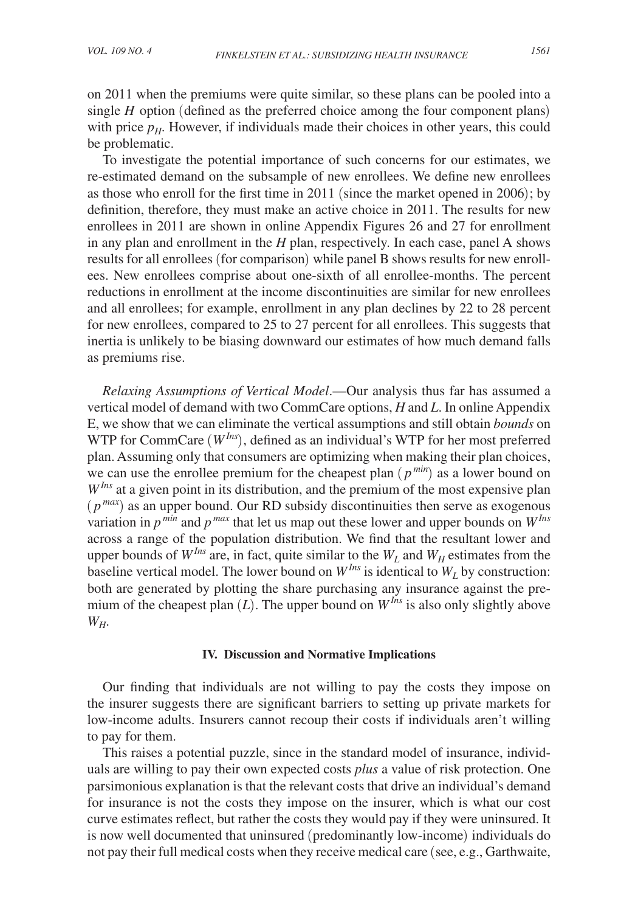on 2011 when the premiums were quite similar, so these plans can be pooled into a single $H$ option (defined as the preferred choice among the four component plans) with price $p_H$. However, if individuals made their choices in other years, this could be problematic.

To investigate the potential importance of such concerns for our estimates, we re-estimated demand on the subsample of new enrollees. We define new enrollees as those who enroll for the first time in 2011 (since the market opened in 2006); by definition, therefore, they must make an active choice in 2011. The results for new enrollees in 2011 are shown in online Appendix Figures 26 and 27 for enrollment in any plan and enrollment in the $H$ plan, respectively. In each case, panel A shows results for all enrollees (for comparison) while panel B shows results for new enrollees. New enrollees comprise about one-sixth of all enrollee-months. The percent reductions in enrollment at the income discontinuities are similar for new enrollees and all enrollees; for example, enrollment in any plan declines by 22 to 28 percent for new enrollees, compared to 25 to 27 percent for all enrollees. This suggests that inertia is unlikely to be biasing downward our estimates of how much demand falls as premiums rise.

*Relaxing Assumptions of Vertical Model*.—Our analysis thus far has assumed a vertical model of demand with two CommCare options, $H$ and $L$. In online Appendix E, we show that we can eliminate the vertical assumptions and still obtain *bounds* on WTP for CommCare ($W^{Ins}$), defined as an individual's WTP for her most preferred plan. Assuming only that consumers are optimizing when making their plan choices, we can use the enrollee premium for the cheapest plan ($p^{min}$) as a lower bound on $W^{Ins}$ at a given point in its distribution, and the premium of the most expensive plan ($p^{max}$) as an upper bound. Our RD subsidy discontinuities then serve as exogenous variation in $p^{min}$ and $p^{max}$ that let us map out these lower and upper bounds on $W^{Ins}$ across a range of the population distribution. We find that the resultant lower and upper bounds of $W^{Ins}$ are, in fact, quite similar to the $W_L$ and $W_H$ estimates from the baseline vertical model. The lower bound on $W^{Ins}$ is identical to $W_L$ by construction: both are generated by plotting the share purchasing any insurance against the premium of the cheapest plan ($L$). The upper bound on $W^{Ins}$ is also only slightly above $W_H$.

## IV. Discussion and Normative Implications

Our finding that individuals are not willing to pay the costs they impose on the insurer suggests there are significant barriers to setting up private markets for low-income adults. Insurers cannot recoup their costs if individuals aren't willing to pay for them.

This raises a potential puzzle, since in the standard model of insurance, individuals are willing to pay their own expected costs *plus* a value of risk protection. One parsimonious explanation is that the relevant costs that drive an individual's demand for insurance is not the costs they impose on the insurer, which is what our cost curve estimates reflect, but rather the costs they would pay if they were uninsured. It is now well documented that uninsured (predominantly low-income) individuals do not pay their full medical costs when they receive medical care (see, e.g., Garthwaite,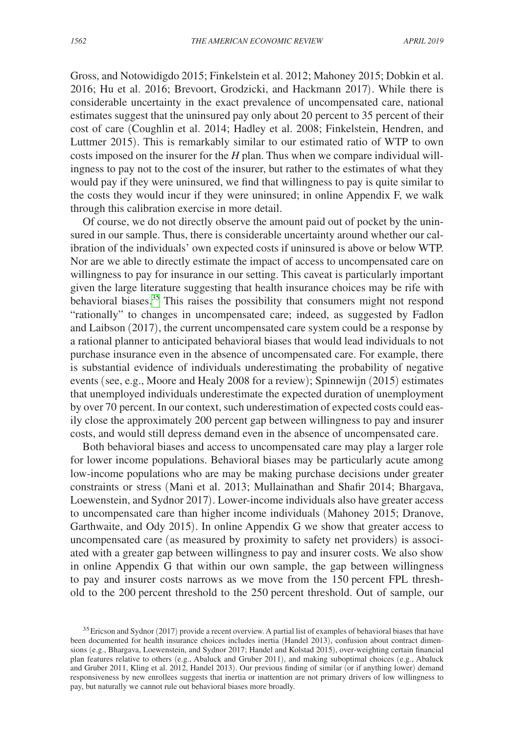Gross, and Notowidigdo 2015; Finkelstein et al. 2012; Mahoney 2015; Dobkin et al. 2016; Hu et al. 2016; Brevoort, Grodzicki, and Hackmann 2017). While there is considerable uncertainty in the exact prevalence of uncompensated care, national estimates suggest that the uninsured pay only about 20 percent to 35 percent of their cost of care (Coughlin et al. 2014; Hadley et al. 2008; Finkelstein, Hendren, and Luttmer 2015). This is remarkably similar to our estimated ratio of WTP to own costs imposed on the insurer for the *H* plan. Thus when we compare individual willingness to pay not to the cost of the insurer, but rather to the estimates of what they would pay if they were uninsured, we find that willingness to pay is quite similar to the costs they would incur if they were uninsured; in online Appendix F, we walk through this calibration exercise in more detail.

Of course, we do not directly observe the amount paid out of pocket by the uninsured in our sample. Thus, there is considerable uncertainty around whether our calibration of the individuals' own expected costs if uninsured is above or below WTP. Nor are we able to directly estimate the impact of access to uncompensated care on willingness to pay for insurance in our setting. This caveat is particularly important given the large literature suggesting that health insurance choices may be rife with behavioral biases.[35] This raises the possibility that consumers might not respond "rationally" to changes in uncompensated care; indeed, as suggested by Fadlon and Laibson (2017), the current uncompensated care system could be a response by a rational planner to anticipated behavioral biases that would lead individuals to not purchase insurance even in the absence of uncompensated care. For example, there is substantial evidence of individuals underestimating the probability of negative events (see, e.g., Moore and Healy 2008 for a review); Spinnewijn (2015) estimates that unemployed individuals underestimate the expected duration of unemployment by over 70 percent. In our context, such underestimation of expected costs could easily close the approximately 200 percent gap between willingness to pay and insurer costs, and would still depress demand even in the absence of uncompensated care.

Both behavioral biases and access to uncompensated care may play a larger role for lower income populations. Behavioral biases may be particularly acute among low-income populations who are may be making purchase decisions under greater constraints or stress (Mani et al. 2013; Mullainathan and Shafir 2014; Bhargava, Loewenstein, and Sydnor 2017). Lower-income individuals also have greater access to uncompensated care than higher income individuals (Mahoney 2015; Dranove, Garthwaite, and Ody 2015). In online Appendix G we show that greater access to uncompensated care (as measured by proximity to safety net providers) is associated with a greater gap between willingness to pay and insurer costs. We also show in online Appendix G that within our own sample, the gap between willingness to pay and insurer costs narrows as we move from the 150 percent FPL threshold to the 200 percent threshold to the 250 percent threshold. Out of sample, our

[35] Ericson and Sydnor (2017) provide a recent overview. A partial list of examples of behavioral biases that have been documented for health insurance choices includes inertia (Handel 2013), confusion about contract dimensions (e.g., Bhargava, Loewenstein, and Sydnor 2017; Handel and Kolstad 2015), over-weighting certain financial plan features relative to others (e.g., Abaluck and Gruber 2011), and making suboptimal choices (e.g., Abaluck and Gruber 2011, Kling et al. 2012, Handel 2013). Our previous finding of similar (or if anything lower) demand responsiveness by new enrollees suggests that inertia or inattention are not primary drivers of low willingness to pay, but naturally we cannot rule out behavioral biases more broadly.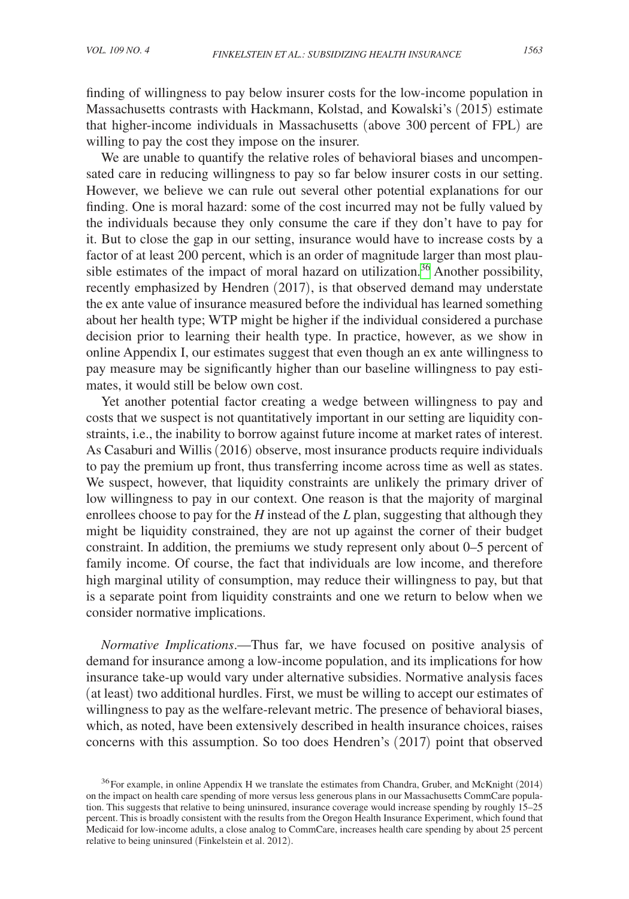finding of willingness to pay below insurer costs for the low-income population in Massachusetts contrasts with Hackmann, Kolstad, and Kowalski's (2015) estimate that higher-income individuals in Massachusetts (above 300 percent of FPL) are willing to pay the cost they impose on the insurer.

We are unable to quantify the relative roles of behavioral biases and uncompensated care in reducing willingness to pay so far below insurer costs in our setting. However, we believe we can rule out several other potential explanations for our finding. One is moral hazard: some of the cost incurred may not be fully valued by the individuals because they only consume the care if they don't have to pay for it. But to close the gap in our setting, insurance would have to increase costs by a factor of at least 200 percent, which is an order of magnitude larger than most plausible estimates of the impact of moral hazard on utilization.[36] Another possibility, recently emphasized by Hendren (2017), is that observed demand may understate the ex ante value of insurance measured before the individual has learned something about her health type; WTP might be higher if the individual considered a purchase decision prior to learning their health type. In practice, however, as we show in online Appendix I, our estimates suggest that even though an ex ante willingness to pay measure may be significantly higher than our baseline willingness to pay estimates, it would still be below own cost.

Yet another potential factor creating a wedge between willingness to pay and costs that we suspect is not quantitatively important in our setting are liquidity constraints, i.e., the inability to borrow against future income at market rates of interest. As Casaburi and Willis (2016) observe, most insurance products require individuals to pay the premium up front, thus transferring income across time as well as states. We suspect, however, that liquidity constraints are unlikely the primary driver of low willingness to pay in our context. One reason is that the majority of marginal enrollees choose to pay for the *H* instead of the *L* plan, suggesting that although they might be liquidity constrained, they are not up against the corner of their budget constraint. In addition, the premiums we study represent only about 0–5 percent of family income. Of course, the fact that individuals are low income, and therefore high marginal utility of consumption, may reduce their willingness to pay, but that is a separate point from liquidity constraints and one we return to below when we consider normative implications.

*Normative Implications*.—Thus far, we have focused on positive analysis of demand for insurance among a low-income population, and its implications for how insurance take-up would vary under alternative subsidies. Normative analysis faces (at least) two additional hurdles. First, we must be willing to accept our estimates of willingness to pay as the welfare-relevant metric. The presence of behavioral biases, which, as noted, have been extensively described in health insurance choices, raises concerns with this assumption. So too does Hendren's (2017) point that observed

[36] For example, in online Appendix H we translate the estimates from Chandra, Gruber, and McKnight (2014) on the impact on health care spending of more versus less generous plans in our Massachusetts CommCare population. This suggests that relative to being uninsured, insurance coverage would increase spending by roughly 15–25 percent. This is broadly consistent with the results from the Oregon Health Insurance Experiment, which found that Medicaid for low-income adults, a close analog to CommCare, increases health care spending by about 25 percent relative to being uninsured (Finkelstein et al. 2012).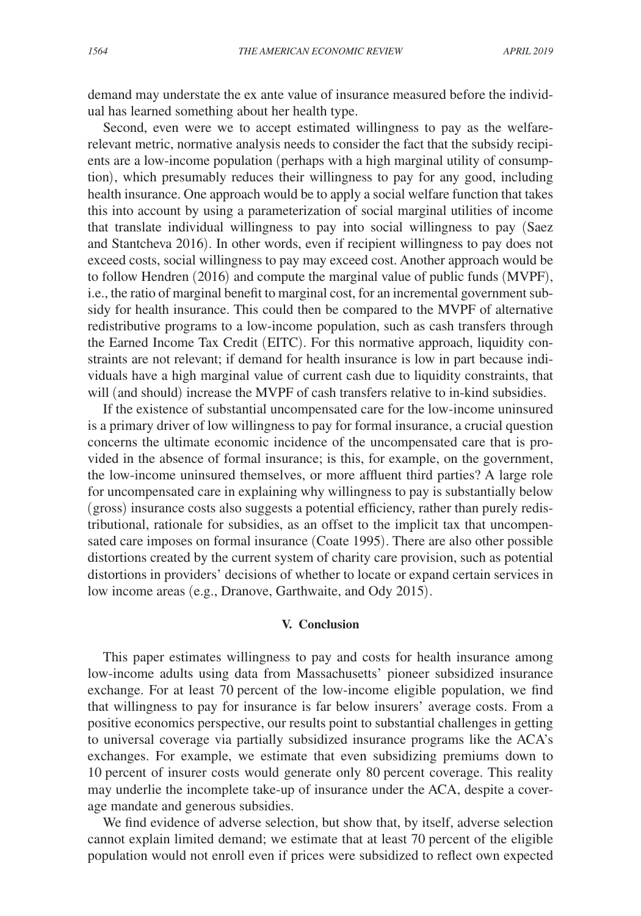demand may understate the ex ante value of insurance measured before the individual has learned something about her health type.

Second, even were we to accept estimated willingness to pay as the welfare-relevant metric, normative analysis needs to consider the fact that the subsidy recipients are a low-income population (perhaps with a high marginal utility of consumption), which presumably reduces their willingness to pay for any good, including health insurance. One approach would be to apply a social welfare function that takes this into account by using a parameterization of social marginal utilities of income that translate individual willingness to pay into social willingness to pay (Saez and Stantcheva 2016). In other words, even if recipient willingness to pay does not exceed costs, social willingness to pay may exceed cost. Another approach would be to follow Hendren (2016) and compute the marginal value of public funds (MVPF), i.e., the ratio of marginal benefit to marginal cost, for an incremental government subsidy for health insurance. This could then be compared to the MVPF of alternative redistributive programs to a low-income population, such as cash transfers through the Earned Income Tax Credit (EITC). For this normative approach, liquidity constraints are not relevant; if demand for health insurance is low in part because individuals have a high marginal value of current cash due to liquidity constraints, that will (and should) increase the MVPF of cash transfers relative to in-kind subsidies.

If the existence of substantial uncompensated care for the low-income uninsured is a primary driver of low willingness to pay for formal insurance, a crucial question concerns the ultimate economic incidence of the uncompensated care that is provided in the absence of formal insurance; is this, for example, on the government, the low-income uninsured themselves, or more affluent third parties? A large role for uncompensated care in explaining why willingness to pay is substantially below (gross) insurance costs also suggests a potential efficiency, rather than purely redistributional, rationale for subsidies, as an offset to the implicit tax that uncompensated care imposes on formal insurance (Coate 1995). There are also other possible distortions created by the current system of charity care provision, such as potential distortions in providers' decisions of whether to locate or expand certain services in low income areas (e.g., Dranove, Garthwaite, and Ody 2015).

## V. Conclusion

This paper estimates willingness to pay and costs for health insurance among low-income adults using data from Massachusetts' pioneer subsidized insurance exchange. For at least 70 percent of the low-income eligible population, we find that willingness to pay for insurance is far below insurers' average costs. From a positive economics perspective, our results point to substantial challenges in getting to universal coverage via partially subsidized insurance programs like the ACA's exchanges. For example, we estimate that even subsidizing premiums down to 10 percent of insurer costs would generate only 80 percent coverage. This reality may underlie the incomplete take-up of insurance under the ACA, despite a coverage mandate and generous subsidies.

We find evidence of adverse selection, but show that, by itself, adverse selection cannot explain limited demand; we estimate that at least 70 percent of the eligible population would not enroll even if prices were subsidized to reflect own expected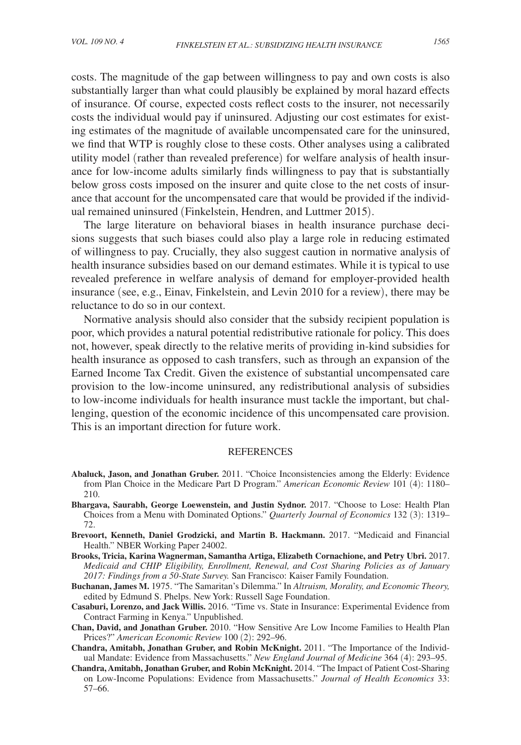costs. The magnitude of the gap between willingness to pay and own costs is also substantially larger than what could plausibly be explained by moral hazard effects of insurance. Of course, expected costs reflect costs to the insurer, not necessarily costs the individual would pay if uninsured. Adjusting our cost estimates for existing estimates of the magnitude of available uncompensated care for the uninsured, we find that WTP is roughly close to these costs. Other analyses using a calibrated utility model (rather than revealed preference) for welfare analysis of health insurance for low-income adults similarly finds willingness to pay that is substantially below gross costs imposed on the insurer and quite close to the net costs of insurance that account for the uncompensated care that would be provided if the individual remained uninsured (Finkelstein, Hendren, and Luttmer 2015).

The large literature on behavioral biases in health insurance purchase decisions suggests that such biases could also play a large role in reducing estimated of willingness to pay. Crucially, they also suggest caution in normative analysis of health insurance subsidies based on our demand estimates. While it is typical to use revealed preference in welfare analysis of demand for employer-provided health insurance (see, e.g., Einav, Finkelstein, and Levin 2010 for a review), there may be reluctance to do so in our context.

Normative analysis should also consider that the subsidy recipient population is poor, which provides a natural potential redistributive rationale for policy. This does not, however, speak directly to the relative merits of providing in-kind subsidies for health insurance as opposed to cash transfers, such as through an expansion of the Earned Income Tax Credit. Given the existence of substantial uncompensated care provision to the low-income uninsured, any redistributional analysis of subsidies to low-income individuals for health insurance must tackle the important, but challenging, question of the economic incidence of this uncompensated care provision. This is an important direction for future work.

## REFERENCES

**Abaluck, Jason, and Jonathan Gruber.** 2011. "Choice Inconsistencies among the Elderly: Evidence from Plan Choice in the Medicare Part D Program." *American Economic Review* 101 (4): 1180–210.

**Bhargava, Saurabh, George Loewenstein, and Justin Sydnor.** 2017. "Choose to Lose: Health Plan Choices from a Menu with Dominated Options." *Quarterly Journal of Economics* 132 (3): 1319–72.

**Brevoort, Kenneth, Daniel Grodzicki, and Martin B. Hackmann.** 2017. "Medicaid and Financial Health." NBER Working Paper 24002.

**Brooks, Tricia, Karina Wagnerman, Samantha Artiga, Elizabeth Cornachione, and Petry Ubri.** 2017. *Medicaid and CHIP Eligibility, Enrollment, Renewal, and Cost Sharing Policies as of January 2017: Findings from a 50-State Survey.* San Francisco: Kaiser Family Foundation.

**Buchanan, James M.** 1975. "The Samaritan's Dilemma." In *Altruism, Morality, and Economic Theory,* edited by Edmund S. Phelps. New York: Russell Sage Foundation.

**Casaburi, Lorenzo, and Jack Willis.** 2016. "Time vs. State in Insurance: Experimental Evidence from Contract Farming in Kenya." Unpublished.

**Chan, David, and Jonathan Gruber.** 2010. "How Sensitive Are Low Income Families to Health Plan Prices?" *American Economic Review* 100 (2): 292–96.

**Chandra, Amitabh, Jonathan Gruber, and Robin McKnight.** 2011. "The Importance of the Individual Mandate: Evidence from Massachusetts." *New England Journal of Medicine* 364 (4): 293–95.

**Chandra, Amitabh, Jonathan Gruber, and Robin McKnight.** 2014. "The Impact of Patient Cost-Sharing on Low-Income Populations: Evidence from Massachusetts." *Journal of Health Economics* 33: 57–66.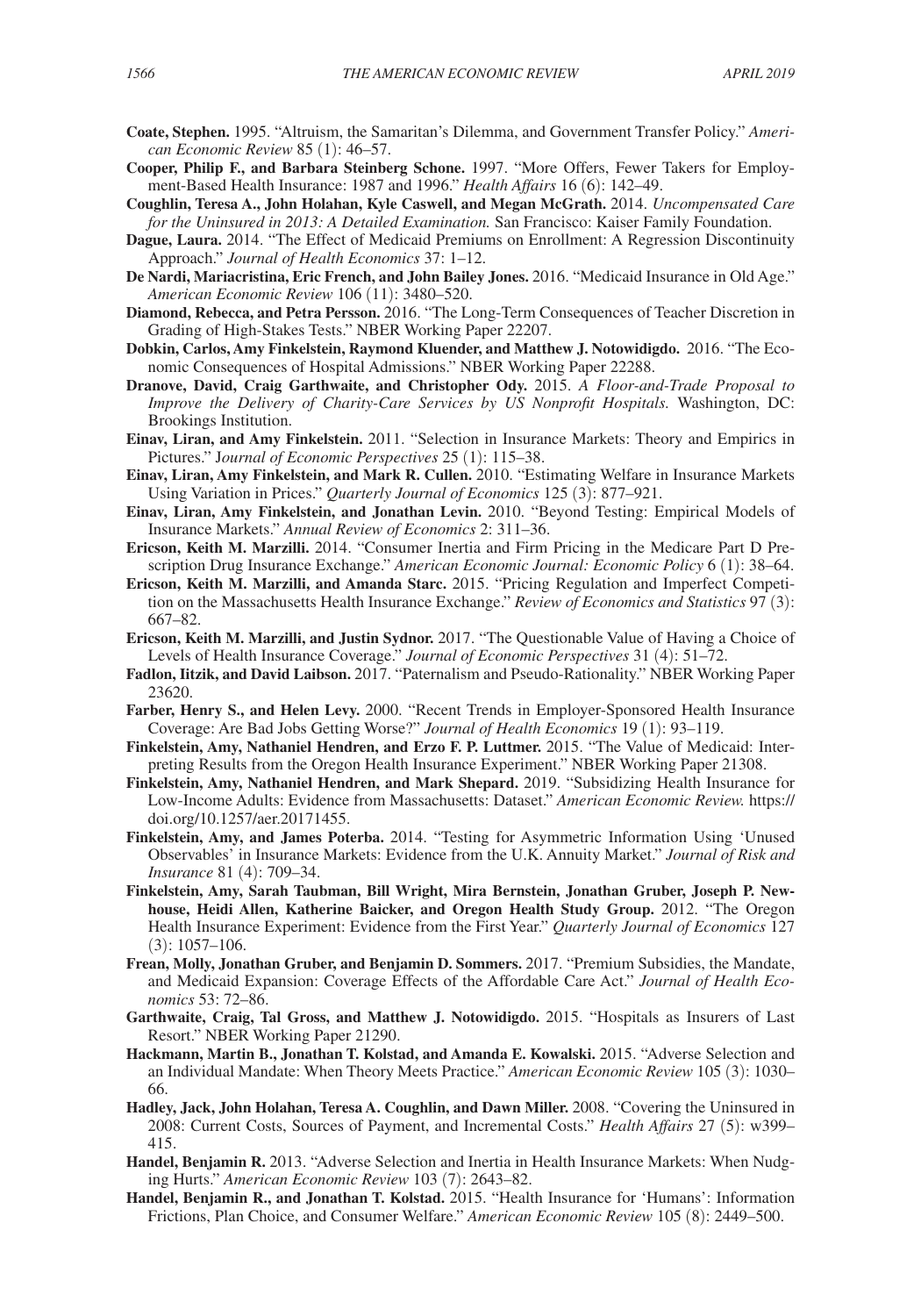**Coate, Stephen.** 1995. "Altruism, the Samaritan's Dilemma, and Government Transfer Policy." *American Economic Review* 85 (1): 46–57.

**Cooper, Philip F., and Barbara Steinberg Schone.** 1997. "More Offers, Fewer Takers for Employment-Based Health Insurance: 1987 and 1996." *Health Affairs* 16 (6): 142–49.

**Coughlin, Teresa A., John Holahan, Kyle Caswell, and Megan McGrath.** 2014. *Uncompensated Care for the Uninsured in 2013: A Detailed Examination.* San Francisco: Kaiser Family Foundation.

**Dague, Laura.** 2014. "The Effect of Medicaid Premiums on Enrollment: A Regression Discontinuity Approach." *Journal of Health Economics* 37: 1–12.

**De Nardi, Mariacristina, Eric French, and John Bailey Jones.** 2016. "Medicaid Insurance in Old Age." *American Economic Review* 106 (11): 3480–520.

**Diamond, Rebecca, and Petra Persson.** 2016. "The Long-Term Consequences of Teacher Discretion in Grading of High-Stakes Tests." NBER Working Paper 22207.

**Dobkin, Carlos, Amy Finkelstein, Raymond Kluender, and Matthew J. Notowidigdo.** 2016. "The Economic Consequences of Hospital Admissions." NBER Working Paper 22288.

**Dranove, David, Craig Garthwaite, and Christopher Ody.** 2015. *A Floor-and-Trade Proposal to Improve the Delivery of Charity-Care Services by US Nonprofit Hospitals.* Washington, DC: Brookings Institution.

**Einav, Liran, and Amy Finkelstein.** 2011. "Selection in Insurance Markets: Theory and Empirics in Pictures." *Journal of Economic Perspectives* 25 (1): 115–38.

**Einav, Liran, Amy Finkelstein, and Mark R. Cullen.** 2010. "Estimating Welfare in Insurance Markets Using Variation in Prices." *Quarterly Journal of Economics* 125 (3): 877–921.

**Einav, Liran, Amy Finkelstein, and Jonathan Levin.** 2010. "Beyond Testing: Empirical Models of Insurance Markets." *Annual Review of Economics* 2: 311–36.

**Ericson, Keith M. Marzilli.** 2014. "Consumer Inertia and Firm Pricing in the Medicare Part D Prescription Drug Insurance Exchange." *American Economic Journal: Economic Policy* 6 (1): 38–64.

**Ericson, Keith M. Marzilli, and Amanda Starc.** 2015. "Pricing Regulation and Imperfect Competition on the Massachusetts Health Insurance Exchange." *Review of Economics and Statistics* 97 (3): 667–82.

**Ericson, Keith M. Marzilli, and Justin Sydnor.** 2017. "The Questionable Value of Having a Choice of Levels of Health Insurance Coverage." *Journal of Economic Perspectives* 31 (4): 51–72.

**Fadlon, Iitzik, and David Laibson.** 2017. "Paternalism and Pseudo-Rationality." NBER Working Paper 23620.

**Farber, Henry S., and Helen Levy.** 2000. "Recent Trends in Employer-Sponsored Health Insurance Coverage: Are Bad Jobs Getting Worse?" *Journal of Health Economics* 19 (1): 93–119.

**Finkelstein, Amy, Nathaniel Hendren, and Erzo F. P. Luttmer.** 2015. "The Value of Medicaid: Interpreting Results from the Oregon Health Insurance Experiment." NBER Working Paper 21308.

**Finkelstein, Amy, Nathaniel Hendren, and Mark Shepard.** 2019. "Subsidizing Health Insurance for Low-Income Adults: Evidence from Massachusetts: Dataset." *American Economic Review.* https://doi.org/10.1257/aer.20171455.

**Finkelstein, Amy, and James Poterba.** 2014. "Testing for Asymmetric Information Using 'Unused Observables' in Insurance Markets: Evidence from the U.K. Annuity Market." *Journal of Risk and Insurance* 81 (4): 709–34.

**Finkelstein, Amy, Sarah Taubman, Bill Wright, Mira Bernstein, Jonathan Gruber, Joseph P. Newhouse, Heidi Allen, Katherine Baicker, and Oregon Health Study Group.** 2012. "The Oregon Health Insurance Experiment: Evidence from the First Year." *Quarterly Journal of Economics* 127 (3): 1057–106.

**Frean, Molly, Jonathan Gruber, and Benjamin D. Sommers.** 2017. "Premium Subsidies, the Mandate, and Medicaid Expansion: Coverage Effects of the Affordable Care Act." *Journal of Health Economics* 53: 72–86.

**Garthwaite, Craig, Tal Gross, and Matthew J. Notowidigdo.** 2015. "Hospitals as Insurers of Last Resort." NBER Working Paper 21290.

**Hackmann, Martin B., Jonathan T. Kolstad, and Amanda E. Kowalski.** 2015. "Adverse Selection and an Individual Mandate: When Theory Meets Practice." *American Economic Review* 105 (3): 1030–66.

**Hadley, Jack, John Holahan, Teresa A. Coughlin, and Dawn Miller.** 2008. "Covering the Uninsured in 2008: Current Costs, Sources of Payment, and Incremental Costs." *Health Affairs* 27 (5): w399–415.

**Handel, Benjamin R.** 2013. "Adverse Selection and Inertia in Health Insurance Markets: When Nudging Hurts." *American Economic Review* 103 (7): 2643–82.

**Handel, Benjamin R., and Jonathan T. Kolstad.** 2015. "Health Insurance for 'Humans': Information Frictions, Plan Choice, and Consumer Welfare." *American Economic Review* 105 (8): 2449–500.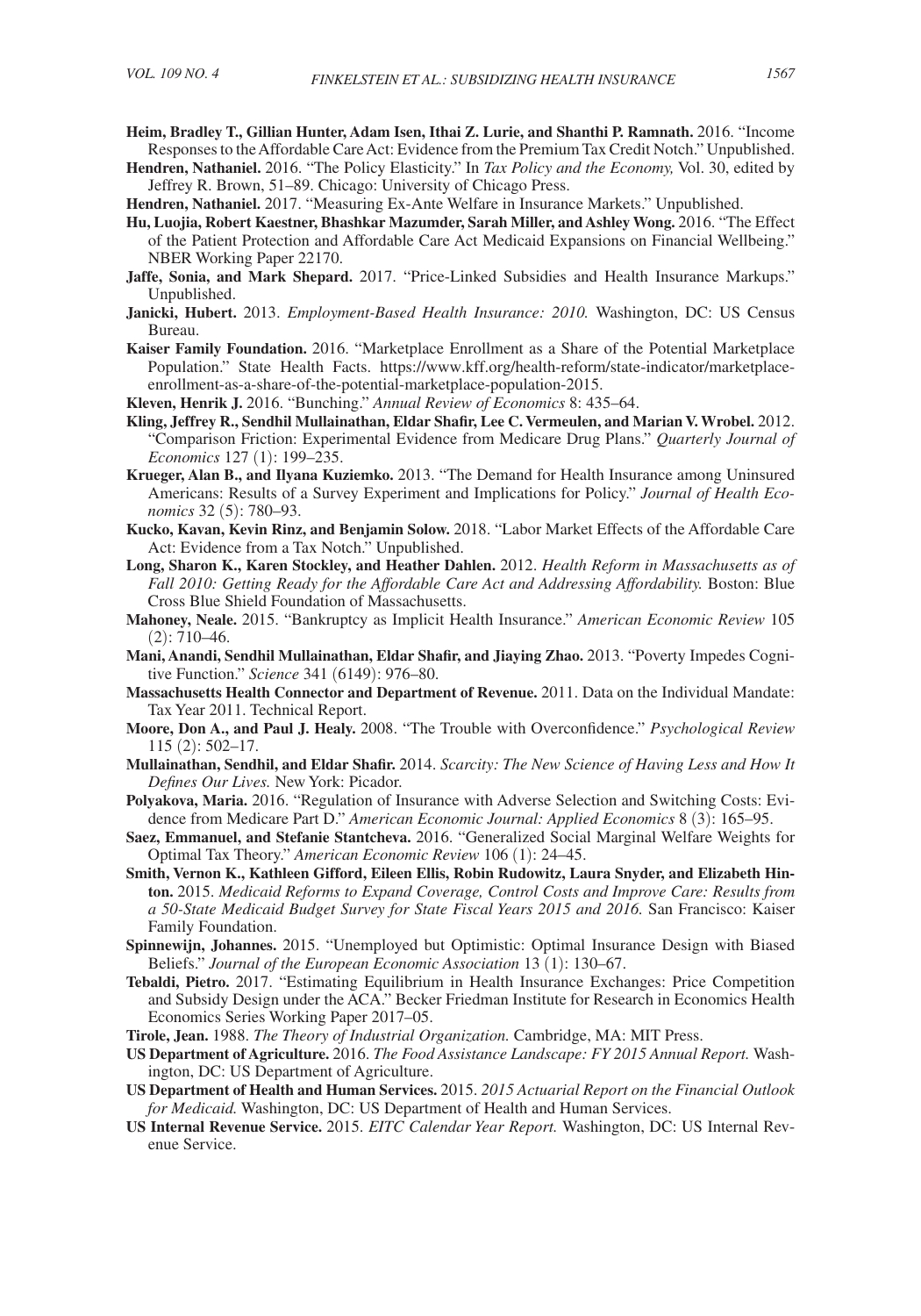**Heim, Bradley T., Gillian Hunter, Adam Isen, Ithai Z. Lurie, and Shanthi P. Ramnath.** 2016. "Income Responses to the Affordable Care Act: Evidence from the Premium Tax Credit Notch." Unpublished.

**Hendren, Nathaniel.** 2016. "The Policy Elasticity." In *Tax Policy and the Economy,* Vol. 30, edited by Jeffrey R. Brown, 51–89. Chicago: University of Chicago Press.

**Hendren, Nathaniel.** 2017. "Measuring Ex-Ante Welfare in Insurance Markets." Unpublished.

**Hu, Luojia, Robert Kaestner, Bhashkar Mazumder, Sarah Miller, and Ashley Wong.** 2016. "The Effect of the Patient Protection and Affordable Care Act Medicaid Expansions on Financial Wellbeing." NBER Working Paper 22170.

**Jaffe, Sonia, and Mark Shepard.** 2017. "Price-Linked Subsidies and Health Insurance Markups." Unpublished.

**Janicki, Hubert.** 2013. *Employment-Based Health Insurance: 2010.* Washington, DC: US Census Bureau.

**Kaiser Family Foundation.** 2016. "Marketplace Enrollment as a Share of the Potential Marketplace Population." State Health Facts. https://www.kff.org/health-reform/state-indicator/marketplace-enrollment-as-a-share-of-the-potential-marketplace-population-2015.

**Kleven, Henrik J.** 2016. "Bunching." *Annual Review of Economics* 8: 435–64.

**Kling, Jeffrey R., Sendhil Mullainathan, Eldar Shafir, Lee C. Vermeulen, and Marian V. Wrobel.** 2012. "Comparison Friction: Experimental Evidence from Medicare Drug Plans." *Quarterly Journal of Economics* 127 (1): 199–235.

**Krueger, Alan B., and Ilyana Kuziemko.** 2013. "The Demand for Health Insurance among Uninsured Americans: Results of a Survey Experiment and Implications for Policy." *Journal of Health Economics* 32 (5): 780–93.

**Kucko, Kavan, Kevin Rinz, and Benjamin Solow.** 2018. "Labor Market Effects of the Affordable Care Act: Evidence from a Tax Notch." Unpublished.

**Long, Sharon K., Karen Stockley, and Heather Dahlen.** 2012. *Health Reform in Massachusetts as of Fall 2010: Getting Ready for the Affordable Care Act and Addressing Affordability.* Boston: Blue Cross Blue Shield Foundation of Massachusetts.

**Mahoney, Neale.** 2015. "Bankruptcy as Implicit Health Insurance." *American Economic Review* 105 (2): 710–46.

**Mani, Anandi, Sendhil Mullainathan, Eldar Shafir, and Jiaying Zhao.** 2013. "Poverty Impedes Cognitive Function." *Science* 341 (6149): 976–80.

**Massachusetts Health Connector and Department of Revenue.** 2011. Data on the Individual Mandate: Tax Year 2011. Technical Report.

**Moore, Don A., and Paul J. Healy.** 2008. "The Trouble with Overconfidence." *Psychological Review* 115 (2): 502–17.

**Mullainathan, Sendhil, and Eldar Shafir.** 2014. *Scarcity: The New Science of Having Less and How It Defines Our Lives.* New York: Picador.

**Polyakova, Maria.** 2016. "Regulation of Insurance with Adverse Selection and Switching Costs: Evidence from Medicare Part D." *American Economic Journal: Applied Economics* 8 (3): 165–95.

**Saez, Emmanuel, and Stefanie Stantcheva.** 2016. "Generalized Social Marginal Welfare Weights for Optimal Tax Theory." *American Economic Review* 106 (1): 24–45.

**Smith, Vernon K., Kathleen Gifford, Eileen Ellis, Robin Rudowitz, Laura Snyder, and Elizabeth Hinton.** 2015. *Medicaid Reforms to Expand Coverage, Control Costs and Improve Care: Results from a 50-State Medicaid Budget Survey for State Fiscal Years 2015 and 2016.* San Francisco: Kaiser Family Foundation.

**Spinnewijn, Johannes.** 2015. "Unemployed but Optimistic: Optimal Insurance Design with Biased Beliefs." *Journal of the European Economic Association* 13 (1): 130–67.

**Tebaldi, Pietro.** 2017. "Estimating Equilibrium in Health Insurance Exchanges: Price Competition and Subsidy Design under the ACA." Becker Friedman Institute for Research in Economics Health Economics Series Working Paper 2017–05.

**Tirole, Jean.** 1988. *The Theory of Industrial Organization.* Cambridge, MA: MIT Press.

**US Department of Agriculture.** 2016. *The Food Assistance Landscape: FY 2015 Annual Report.* Washington, DC: US Department of Agriculture.

**US Department of Health and Human Services.** 2015. *2015 Actuarial Report on the Financial Outlook for Medicaid.* Washington, DC: US Department of Health and Human Services.

**US Internal Revenue Service.** 2015. *EITC Calendar Year Report.* Washington, DC: US Internal Revenue Service.